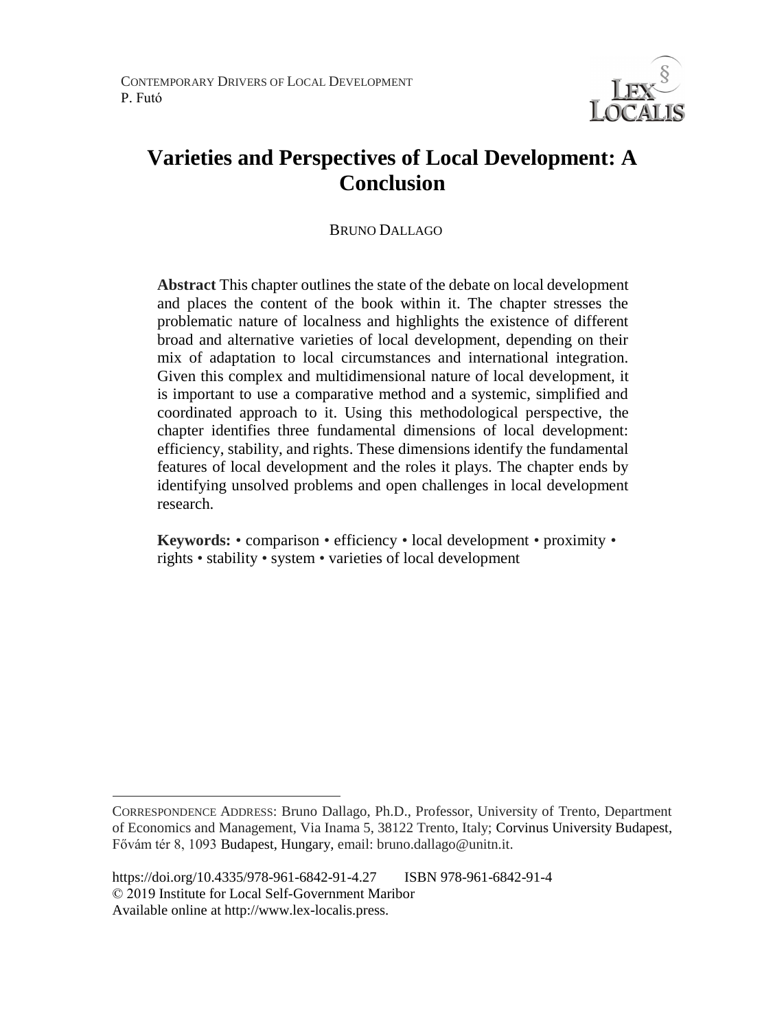# Varieties and Perspectives of Local Development: A Conclusion

BRUNO DALLAGO

**Abstract** This chapter outlines the state of the debate on local development and places the content of the book within it. The chapter stresses the problematic nature of localness and highlights the existence of different broad and alternative varieties of local development, depending on their mix of adaptation to local circumstances and international integration. Given this complex and multidimensional nature of local development, it is important to use a comparative method and a systemic, simplified and coordinated approach to it. Using this methodological perspective, the chapter identifies three fundamental dimensions of local development: efficiency, stability, and rights. These dimensions identify the fundamental features of local development and the roles it plays. The chapter ends by identifying unsolved problems and open challenges in local development research.

**Keywords:** • comparison • efficiency • local development • proximity • rights • stability • system • varieties of local development

---

CORRESPONDENCE ADDRESS: Bruno Dallago, Ph.D., Professor, University of Trento, Department of Economics and Management, Via Inama 5, 38122 Trento, Italy; Corvinus University Budapest, Fővám tér 8, 1093 Budapest, Hungary, email: bruno.dallago@unitn.it.

https://doi.org/10.4335/978-961-6842-91-4.27 ISBN 978-961-6842-91-4
© 2019 Institute for Local Self-Government Maribor
Available online at http://www.lex-localis.press.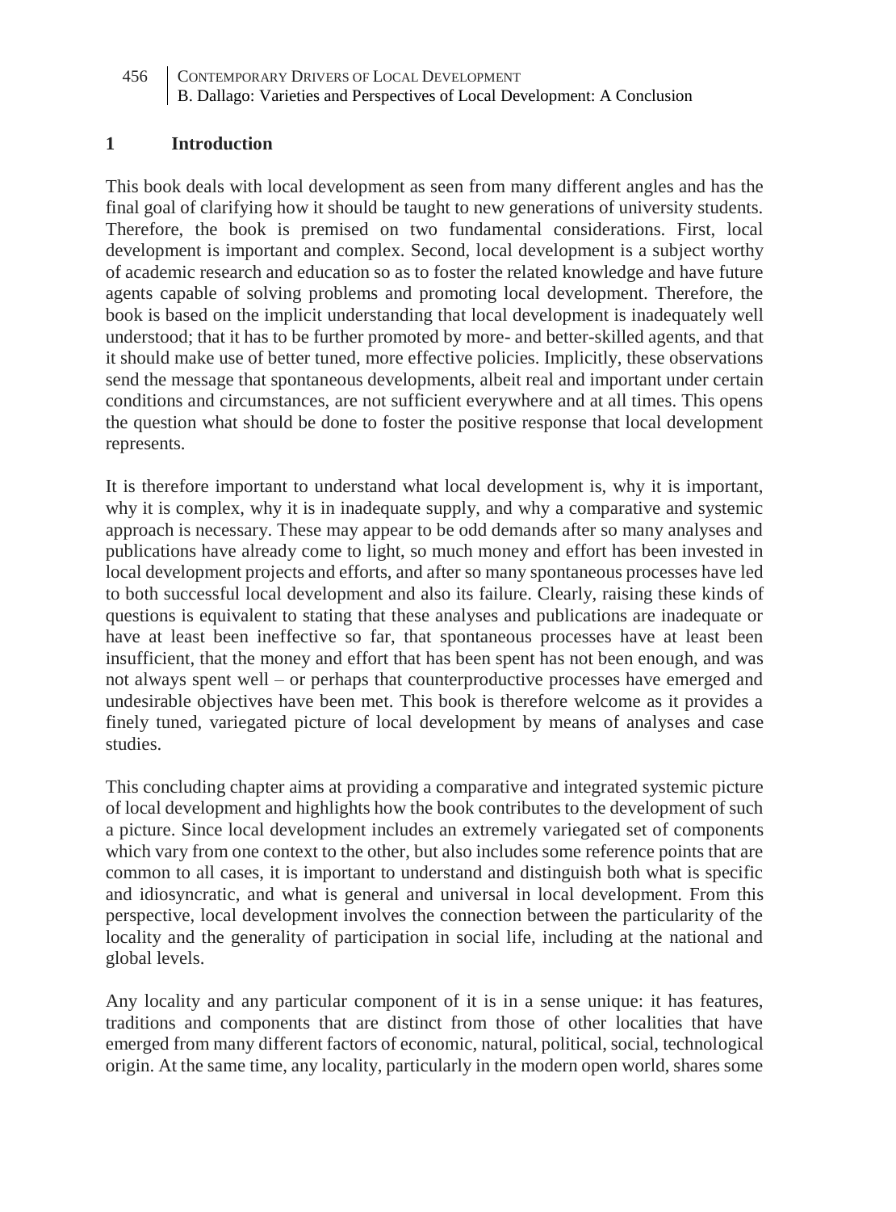## 1 Introduction

This book deals with local development as seen from many different angles and has the final goal of clarifying how it should be taught to new generations of university students. Therefore, the book is premised on two fundamental considerations. First, local development is important and complex. Second, local development is a subject worthy of academic research and education so as to foster the related knowledge and have future agents capable of solving problems and promoting local development. Therefore, the book is based on the implicit understanding that local development is inadequately well understood; that it has to be further promoted by more- and better-skilled agents, and that it should make use of better tuned, more effective policies. Implicitly, these observations send the message that spontaneous developments, albeit real and important under certain conditions and circumstances, are not sufficient everywhere and at all times. This opens the question what should be done to foster the positive response that local development represents.

It is therefore important to understand what local development is, why it is important, why it is complex, why it is in inadequate supply, and why a comparative and systemic approach is necessary. These may appear to be odd demands after so many analyses and publications have already come to light, so much money and effort has been invested in local development projects and efforts, and after so many spontaneous processes have led to both successful local development and also its failure. Clearly, raising these kinds of questions is equivalent to stating that these analyses and publications are inadequate or have at least been ineffective so far, that spontaneous processes have at least been insufficient, that the money and effort that has been spent has not been enough, and was not always spent well – or perhaps that counterproductive processes have emerged and undesirable objectives have been met. This book is therefore welcome as it provides a finely tuned, variegated picture of local development by means of analyses and case studies.

This concluding chapter aims at providing a comparative and integrated systemic picture of local development and highlights how the book contributes to the development of such a picture. Since local development includes an extremely variegated set of components which vary from one context to the other, but also includes some reference points that are common to all cases, it is important to understand and distinguish both what is specific and idiosyncratic, and what is general and universal in local development. From this perspective, local development involves the connection between the particularity of the locality and the generality of participation in social life, including at the national and global levels.

Any locality and any particular component of it is in a sense unique: it has features, traditions and components that are distinct from those of other localities that have emerged from many different factors of economic, natural, political, social, technological origin. At the same time, any locality, particularly in the modern open world, shares some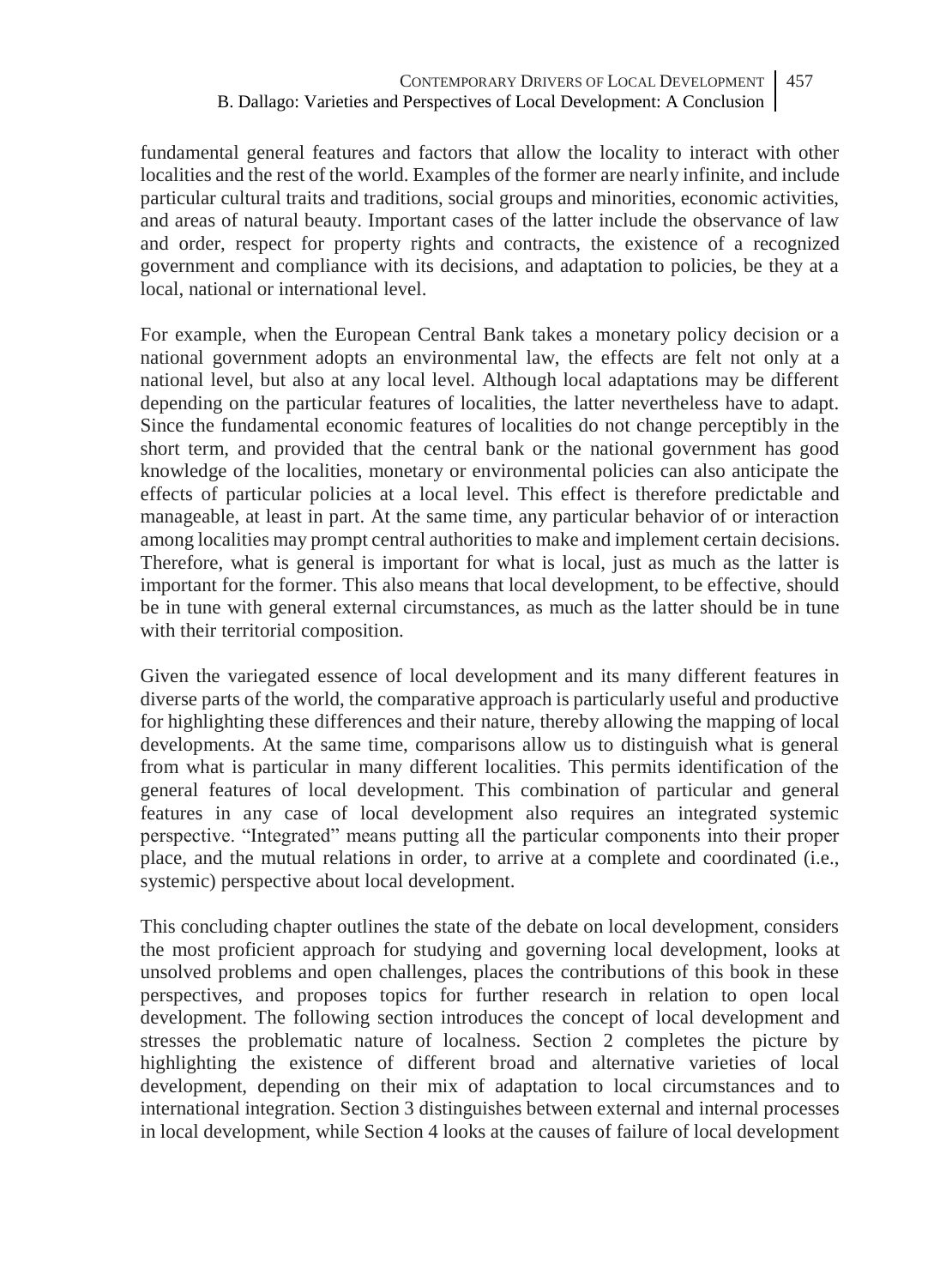fundamental general features and factors that allow the locality to interact with other localities and the rest of the world. Examples of the former are nearly infinite, and include particular cultural traits and traditions, social groups and minorities, economic activities, and areas of natural beauty. Important cases of the latter include the observance of law and order, respect for property rights and contracts, the existence of a recognized government and compliance with its decisions, and adaptation to policies, be they at a local, national or international level.

For example, when the European Central Bank takes a monetary policy decision or a national government adopts an environmental law, the effects are felt not only at a national level, but also at any local level. Although local adaptations may be different depending on the particular features of localities, the latter nevertheless have to adapt. Since the fundamental economic features of localities do not change perceptibly in the short term, and provided that the central bank or the national government has good knowledge of the localities, monetary or environmental policies can also anticipate the effects of particular policies at a local level. This effect is therefore predictable and manageable, at least in part. At the same time, any particular behavior of or interaction among localities may prompt central authorities to make and implement certain decisions. Therefore, what is general is important for what is local, just as much as the latter is important for the former. This also means that local development, to be effective, should be in tune with general external circumstances, as much as the latter should be in tune with their territorial composition.

Given the variegated essence of local development and its many different features in diverse parts of the world, the comparative approach is particularly useful and productive for highlighting these differences and their nature, thereby allowing the mapping of local developments. At the same time, comparisons allow us to distinguish what is general from what is particular in many different localities. This permits identification of the general features of local development. This combination of particular and general features in any case of local development also requires an integrated systemic perspective. "Integrated" means putting all the particular components into their proper place, and the mutual relations in order, to arrive at a complete and coordinated (i.e., systemic) perspective about local development.

This concluding chapter outlines the state of the debate on local development, considers the most proficient approach for studying and governing local development, looks at unsolved problems and open challenges, places the contributions of this book in these perspectives, and proposes topics for further research in relation to open local development. The following section introduces the concept of local development and stresses the problematic nature of localness. Section 2 completes the picture by highlighting the existence of different broad and alternative varieties of local development, depending on their mix of adaptation to local circumstances and to international integration. Section 3 distinguishes between external and internal processes in local development, while Section 4 looks at the causes of failure of local development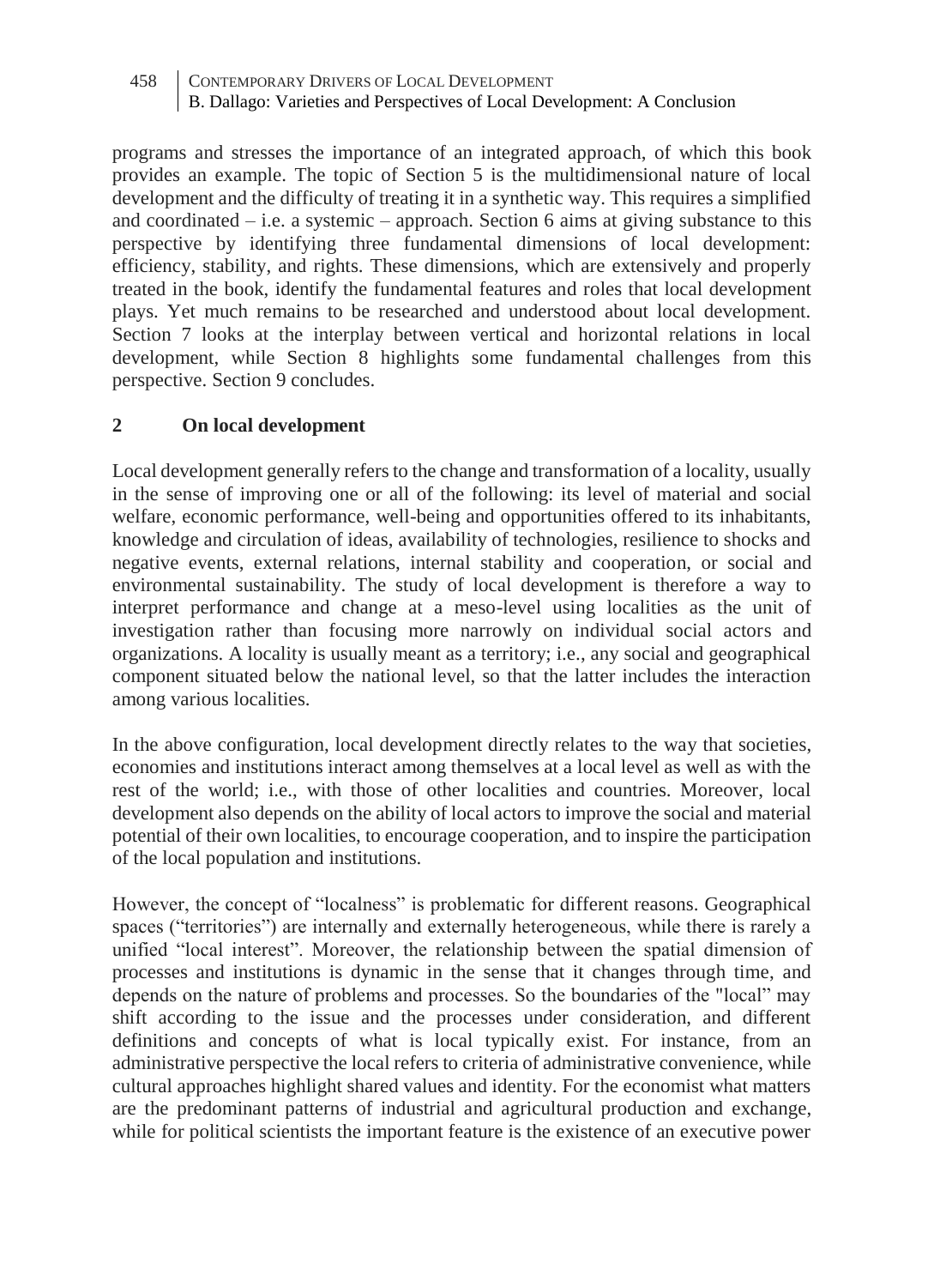programs and stresses the importance of an integrated approach, of which this book provides an example. The topic of Section 5 is the multidimensional nature of local development and the difficulty of treating it in a synthetic way. This requires a simplified and coordinated – i.e. a systemic – approach. Section 6 aims at giving substance to this perspective by identifying three fundamental dimensions of local development: efficiency, stability, and rights. These dimensions, which are extensively and properly treated in the book, identify the fundamental features and roles that local development plays. Yet much remains to be researched and understood about local development. Section 7 looks at the interplay between vertical and horizontal relations in local development, while Section 8 highlights some fundamental challenges from this perspective. Section 9 concludes.

## 2 On local development

Local development generally refers to the change and transformation of a locality, usually in the sense of improving one or all of the following: its level of material and social welfare, economic performance, well-being and opportunities offered to its inhabitants, knowledge and circulation of ideas, availability of technologies, resilience to shocks and negative events, external relations, internal stability and cooperation, or social and environmental sustainability. The study of local development is therefore a way to interpret performance and change at a meso-level using localities as the unit of investigation rather than focusing more narrowly on individual social actors and organizations. A locality is usually meant as a territory; i.e., any social and geographical component situated below the national level, so that the latter includes the interaction among various localities.

In the above configuration, local development directly relates to the way that societies, economies and institutions interact among themselves at a local level as well as with the rest of the world; i.e., with those of other localities and countries. Moreover, local development also depends on the ability of local actors to improve the social and material potential of their own localities, to encourage cooperation, and to inspire the participation of the local population and institutions.

However, the concept of "localness" is problematic for different reasons. Geographical spaces ("territories") are internally and externally heterogeneous, while there is rarely a unified "local interest". Moreover, the relationship between the spatial dimension of processes and institutions is dynamic in the sense that it changes through time, and depends on the nature of problems and processes. So the boundaries of the "local" may shift according to the issue and the processes under consideration, and different definitions and concepts of what is local typically exist. For instance, from an administrative perspective the local refers to criteria of administrative convenience, while cultural approaches highlight shared values and identity. For the economist what matters are the predominant patterns of industrial and agricultural production and exchange, while for political scientists the important feature is the existence of an executive power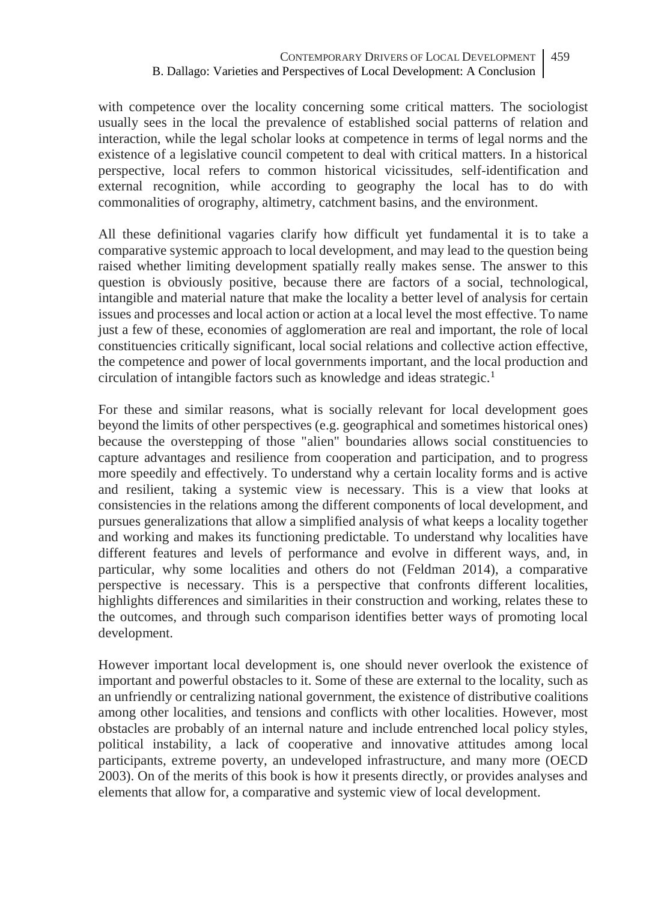with competence over the locality concerning some critical matters. The sociologist usually sees in the local the prevalence of established social patterns of relation and interaction, while the legal scholar looks at competence in terms of legal norms and the existence of a legislative council competent to deal with critical matters. In a historical perspective, local refers to common historical vicissitudes, self-identification and external recognition, while according to geography the local has to do with commonalities of orography, altimetry, catchment basins, and the environment.

All these definitional vagaries clarify how difficult yet fundamental it is to take a comparative systemic approach to local development, and may lead to the question being raised whether limiting development spatially really makes sense. The answer to this question is obviously positive, because there are factors of a social, technological, intangible and material nature that make the locality a better level of analysis for certain issues and processes and local action or action at a local level the most effective. To name just a few of these, economies of agglomeration are real and important, the role of local constituencies critically significant, local social relations and collective action effective, the competence and power of local governments important, and the local production and circulation of intangible factors such as knowledge and ideas strategic.[1]

For these and similar reasons, what is socially relevant for local development goes beyond the limits of other perspectives (e.g. geographical and sometimes historical ones) because the overstepping of those "alien" boundaries allows social constituencies to capture advantages and resilience from cooperation and participation, and to progress more speedily and effectively. To understand why a certain locality forms and is active and resilient, taking a systemic view is necessary. This is a view that looks at consistencies in the relations among the different components of local development, and pursues generalizations that allow a simplified analysis of what keeps a locality together and working and makes its functioning predictable. To understand why localities have different features and levels of performance and evolve in different ways, and, in particular, why some localities and others do not (Feldman 2014), a comparative perspective is necessary. This is a perspective that confronts different localities, highlights differences and similarities in their construction and working, relates these to the outcomes, and through such comparison identifies better ways of promoting local development.

However important local development is, one should never overlook the existence of important and powerful obstacles to it. Some of these are external to the locality, such as an unfriendly or centralizing national government, the existence of distributive coalitions among other localities, and tensions and conflicts with other localities. However, most obstacles are probably of an internal nature and include entrenched local policy styles, political instability, a lack of cooperative and innovative attitudes among local participants, extreme poverty, an undeveloped infrastructure, and many more (OECD 2003). On of the merits of this book is how it presents directly, or provides analyses and elements that allow for, a comparative and systemic view of local development.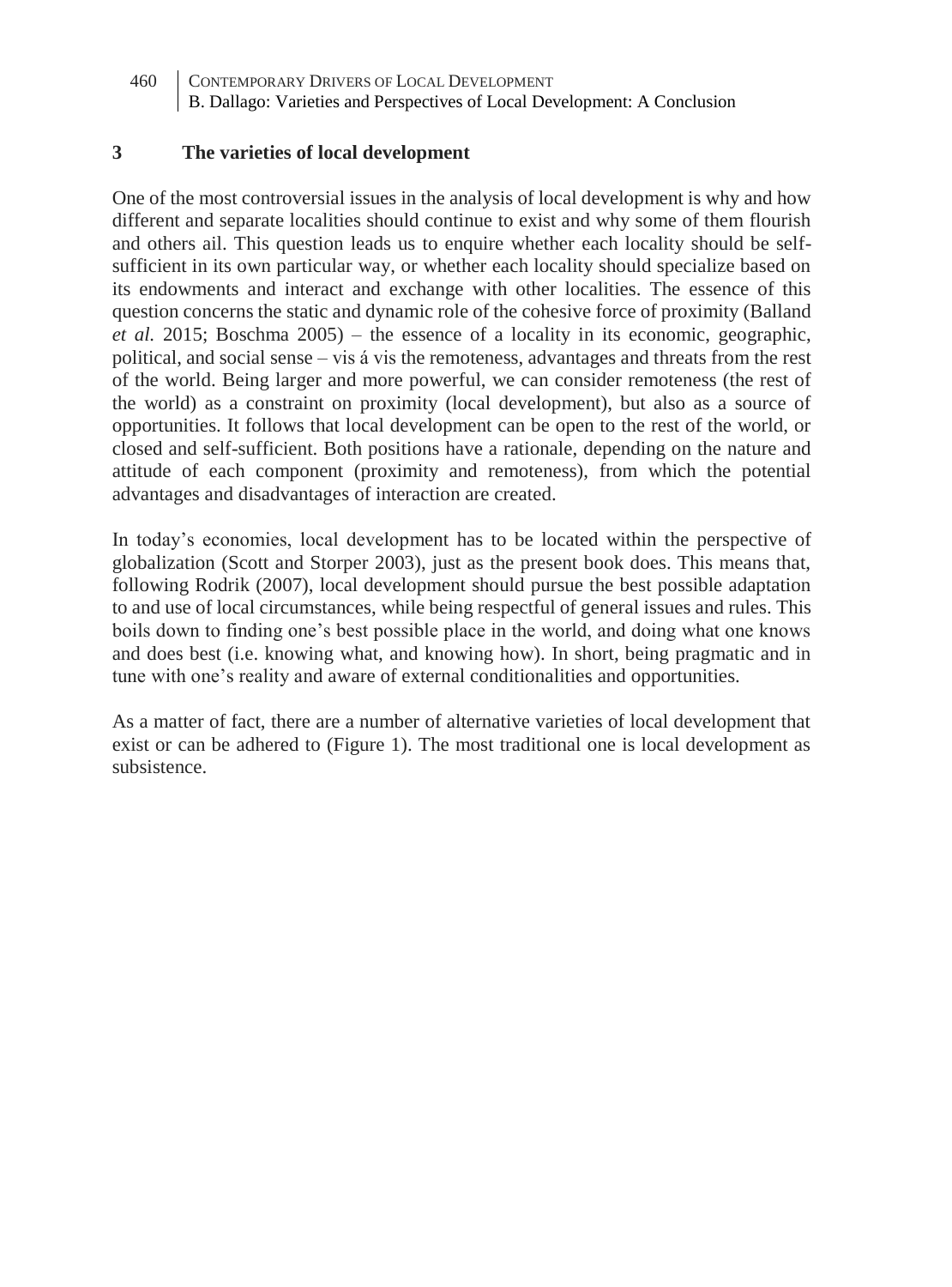## 3 The varieties of local development

One of the most controversial issues in the analysis of local development is why and how different and separate localities should continue to exist and why some of them flourish and others ail. This question leads us to enquire whether each locality should be self-sufficient in its own particular way, or whether each locality should specialize based on its endowments and interact and exchange with other localities. The essence of this question concerns the static and dynamic role of the cohesive force of proximity (Balland *et al.* 2015; Boschma 2005) – the essence of a locality in its economic, geographic, political, and social sense – vis á vis the remoteness, advantages and threats from the rest of the world. Being larger and more powerful, we can consider remoteness (the rest of the world) as a constraint on proximity (local development), but also as a source of opportunities. It follows that local development can be open to the rest of the world, or closed and self-sufficient. Both positions have a rationale, depending on the nature and attitude of each component (proximity and remoteness), from which the potential advantages and disadvantages of interaction are created.

In today's economies, local development has to be located within the perspective of globalization (Scott and Storper 2003), just as the present book does. This means that, following Rodrik (2007), local development should pursue the best possible adaptation to and use of local circumstances, while being respectful of general issues and rules. This boils down to finding one's best possible place in the world, and doing what one knows and does best (i.e. knowing what, and knowing how). In short, being pragmatic and in tune with one's reality and aware of external conditionalities and opportunities.

As a matter of fact, there are a number of alternative varieties of local development that exist or can be adhered to (Figure 1). The most traditional one is local development as subsistence.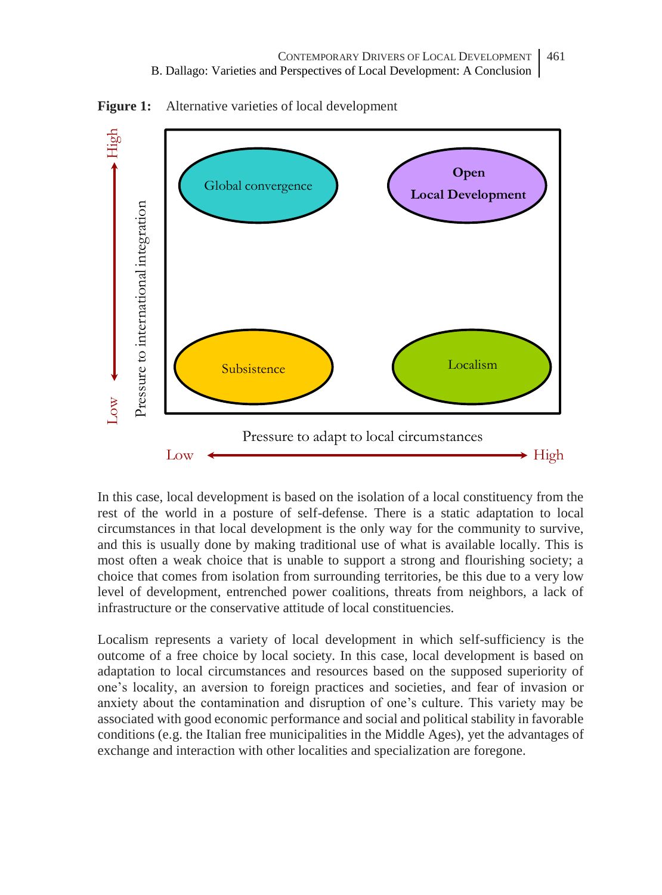**Figure 1:** Alternative varieties of local development

In this case, local development is based on the isolation of a local constituency from the rest of the world in a posture of self-defense. There is a static adaptation to local circumstances in that local development is the only way for the community to survive, and this is usually done by making traditional use of what is available locally. This is most often a weak choice that is unable to support a strong and flourishing society; a choice that comes from isolation from surrounding territories, be this due to a very low level of development, entrenched power coalitions, threats from neighbors, a lack of infrastructure or the conservative attitude of local constituencies.

Localism represents a variety of local development in which self-sufficiency is the outcome of a free choice by local society. In this case, local development is based on adaptation to local circumstances and resources based on the supposed superiority of one's locality, an aversion to foreign practices and societies, and fear of invasion or anxiety about the contamination and disruption of one's culture. This variety may be associated with good economic performance and social and political stability in favorable conditions (e.g. the Italian free municipalities in the Middle Ages), yet the advantages of exchange and interaction with other localities and specialization are foregone.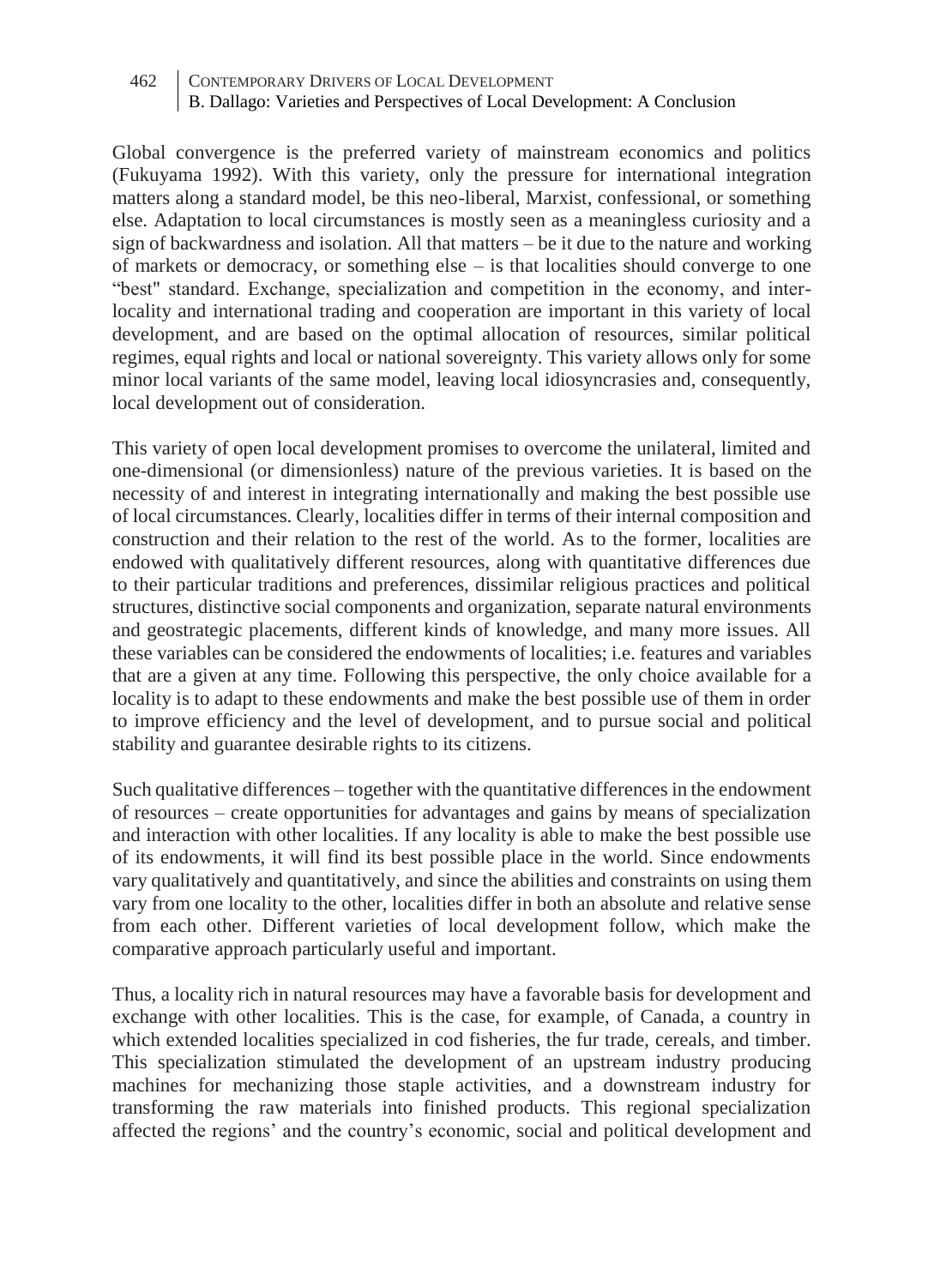Global convergence is the preferred variety of mainstream economics and politics (Fukuyama 1992). With this variety, only the pressure for international integration matters along a standard model, be this neo-liberal, Marxist, confessional, or something else. Adaptation to local circumstances is mostly seen as a meaningless curiosity and a sign of backwardness and isolation. All that matters – be it due to the nature and working of markets or democracy, or something else – is that localities should converge to one "best" standard. Exchange, specialization and competition in the economy, and inter-locality and international trading and cooperation are important in this variety of local development, and are based on the optimal allocation of resources, similar political regimes, equal rights and local or national sovereignty. This variety allows only for some minor local variants of the same model, leaving local idiosyncrasies and, consequently, local development out of consideration.

This variety of open local development promises to overcome the unilateral, limited and one-dimensional (or dimensionless) nature of the previous varieties. It is based on the necessity of and interest in integrating internationally and making the best possible use of local circumstances. Clearly, localities differ in terms of their internal composition and construction and their relation to the rest of the world. As to the former, localities are endowed with qualitatively different resources, along with quantitative differences due to their particular traditions and preferences, dissimilar religious practices and political structures, distinctive social components and organization, separate natural environments and geostrategic placements, different kinds of knowledge, and many more issues. All these variables can be considered the endowments of localities; i.e. features and variables that are a given at any time. Following this perspective, the only choice available for a locality is to adapt to these endowments and make the best possible use of them in order to improve efficiency and the level of development, and to pursue social and political stability and guarantee desirable rights to its citizens.

Such qualitative differences – together with the quantitative differences in the endowment of resources – create opportunities for advantages and gains by means of specialization and interaction with other localities. If any locality is able to make the best possible use of its endowments, it will find its best possible place in the world. Since endowments vary qualitatively and quantitatively, and since the abilities and constraints on using them vary from one locality to the other, localities differ in both an absolute and relative sense from each other. Different varieties of local development follow, which make the comparative approach particularly useful and important.

Thus, a locality rich in natural resources may have a favorable basis for development and exchange with other localities. This is the case, for example, of Canada, a country in which extended localities specialized in cod fisheries, the fur trade, cereals, and timber. This specialization stimulated the development of an upstream industry producing machines for mechanizing those staple activities, and a downstream industry for transforming the raw materials into finished products. This regional specialization affected the regions' and the country's economic, social and political development and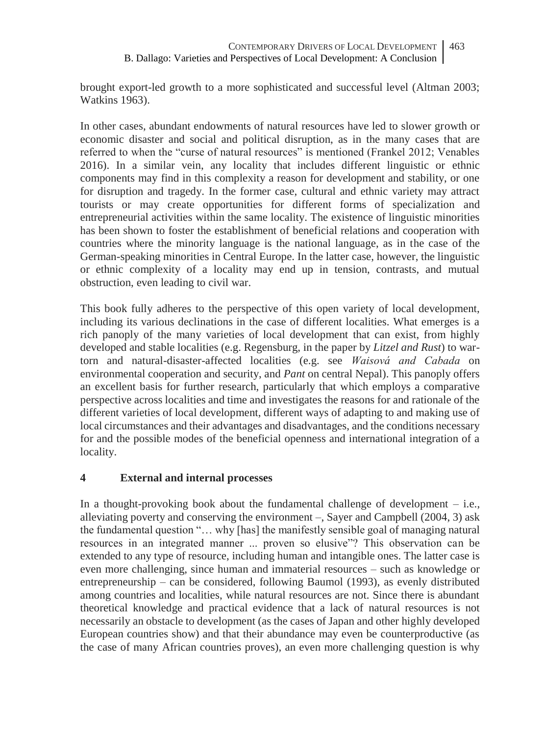brought export-led growth to a more sophisticated and successful level (Altman 2003; Watkins 1963).

In other cases, abundant endowments of natural resources have led to slower growth or economic disaster and social and political disruption, as in the many cases that are referred to when the "curse of natural resources" is mentioned (Frankel 2012; Venables 2016). In a similar vein, any locality that includes different linguistic or ethnic components may find in this complexity a reason for development and stability, or one for disruption and tragedy. In the former case, cultural and ethnic variety may attract tourists or may create opportunities for different forms of specialization and entrepreneurial activities within the same locality. The existence of linguistic minorities has been shown to foster the establishment of beneficial relations and cooperation with countries where the minority language is the national language, as in the case of the German-speaking minorities in Central Europe. In the latter case, however, the linguistic or ethnic complexity of a locality may end up in tension, contrasts, and mutual obstruction, even leading to civil war.

This book fully adheres to the perspective of this open variety of local development, including its various declinations in the case of different localities. What emerges is a rich panoply of the many varieties of local development that can exist, from highly developed and stable localities (e.g. Regensburg, in the paper by *Litzel and Rust*) to war-torn and natural-disaster-affected localities (e.g. see *Waisová and Cabada* on environmental cooperation and security, and *Pant* on central Nepal). This panoply offers an excellent basis for further research, particularly that which employs a comparative perspective across localities and time and investigates the reasons for and rationale of the different varieties of local development, different ways of adapting to and making use of local circumstances and their advantages and disadvantages, and the conditions necessary for and the possible modes of the beneficial openness and international integration of a locality.

## 4 External and internal processes

In a thought-provoking book about the fundamental challenge of development – i.e., alleviating poverty and conserving the environment –, Sayer and Campbell (2004, 3) ask the fundamental question "… why [has] the manifestly sensible goal of managing natural resources in an integrated manner ... proven so elusive"? This observation can be extended to any type of resource, including human and intangible ones. The latter case is even more challenging, since human and immaterial resources – such as knowledge or entrepreneurship – can be considered, following Baumol (1993), as evenly distributed among countries and localities, while natural resources are not. Since there is abundant theoretical knowledge and practical evidence that a lack of natural resources is not necessarily an obstacle to development (as the cases of Japan and other highly developed European countries show) and that their abundance may even be counterproductive (as the case of many African countries proves), an even more challenging question is why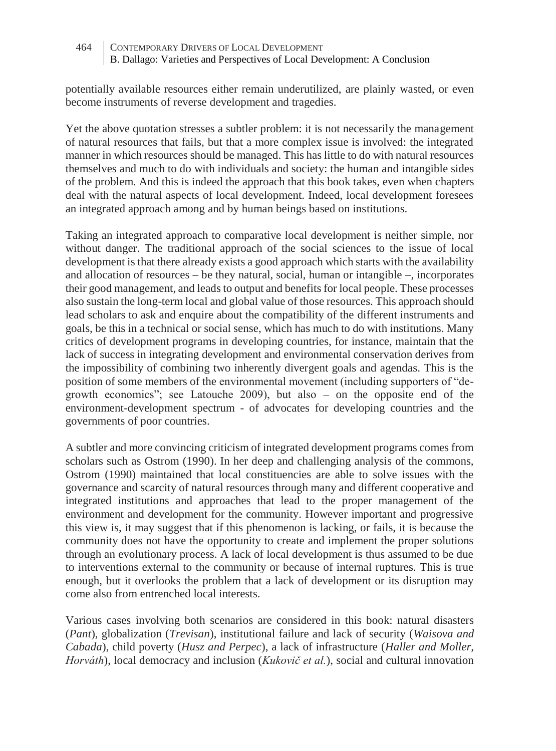potentially available resources either remain underutilized, are plainly wasted, or even become instruments of reverse development and tragedies.

Yet the above quotation stresses a subtler problem: it is not necessarily the management of natural resources that fails, but that a more complex issue is involved: the integrated manner in which resources should be managed. This has little to do with natural resources themselves and much to do with individuals and society: the human and intangible sides of the problem. And this is indeed the approach that this book takes, even when chapters deal with the natural aspects of local development. Indeed, local development foresees an integrated approach among and by human beings based on institutions.

Taking an integrated approach to comparative local development is neither simple, nor without danger. The traditional approach of the social sciences to the issue of local development is that there already exists a good approach which starts with the availability and allocation of resources – be they natural, social, human or intangible –, incorporates their good management, and leads to output and benefits for local people. These processes also sustain the long-term local and global value of those resources. This approach should lead scholars to ask and enquire about the compatibility of the different instruments and goals, be this in a technical or social sense, which has much to do with institutions. Many critics of development programs in developing countries, for instance, maintain that the lack of success in integrating development and environmental conservation derives from the impossibility of combining two inherently divergent goals and agendas. This is the position of some members of the environmental movement (including supporters of "de-growth economics"; see Latouche 2009), but also – on the opposite end of the environment-development spectrum - of advocates for developing countries and the governments of poor countries.

A subtler and more convincing criticism of integrated development programs comes from scholars such as Ostrom (1990). In her deep and challenging analysis of the commons, Ostrom (1990) maintained that local constituencies are able to solve issues with the governance and scarcity of natural resources through many and different cooperative and integrated institutions and approaches that lead to the proper management of the environment and development for the community. However important and progressive this view is, it may suggest that if this phenomenon is lacking, or fails, it is because the community does not have the opportunity to create and implement the proper solutions through an evolutionary process. A lack of local development is thus assumed to be due to interventions external to the community or because of internal ruptures. This is true enough, but it overlooks the problem that a lack of development or its disruption may come also from entrenched local interests.

Various cases involving both scenarios are considered in this book: natural disasters (*Pant*), globalization (*Trevisan*), institutional failure and lack of security (*Waisova and Cabada*), child poverty (*Husz and Perpec*), a lack of infrastructure (*Haller and Moller, Horváth*), local democracy and inclusion (*Kukovič et al.*), social and cultural innovation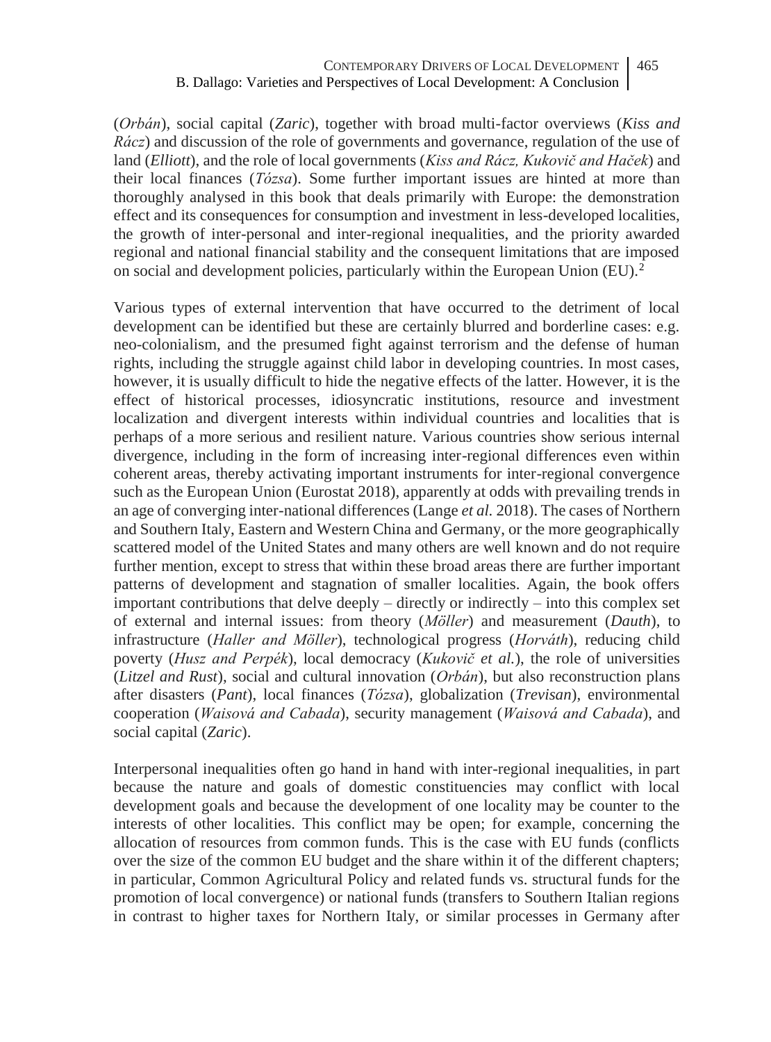(*Orbán*), social capital (*Zaric*), together with broad multi-factor overviews (*Kiss and Rácz*) and discussion of the role of governments and governance, regulation of the use of land (*Elliott*), and the role of local governments (*Kiss and Rácz, Kukovič and Haček*) and their local finances (*Tózsa*). Some further important issues are hinted at more than thoroughly analysed in this book that deals primarily with Europe: the demonstration effect and its consequences for consumption and investment in less-developed localities, the growth of inter-personal and inter-regional inequalities, and the priority awarded regional and national financial stability and the consequent limitations that are imposed on social and development policies, particularly within the European Union (EU).[2]

Various types of external intervention that have occurred to the detriment of local development can be identified but these are certainly blurred and borderline cases: e.g. neo-colonialism, and the presumed fight against terrorism and the defense of human rights, including the struggle against child labor in developing countries. In most cases, however, it is usually difficult to hide the negative effects of the latter. However, it is the effect of historical processes, idiosyncratic institutions, resource and investment localization and divergent interests within individual countries and localities that is perhaps of a more serious and resilient nature. Various countries show serious internal divergence, including in the form of increasing inter-regional differences even within coherent areas, thereby activating important instruments for inter-regional convergence such as the European Union (Eurostat 2018), apparently at odds with prevailing trends in an age of converging inter-national differences (Lange *et al.* 2018). The cases of Northern and Southern Italy, Eastern and Western China and Germany, or the more geographically scattered model of the United States and many others are well known and do not require further mention, except to stress that within these broad areas there are further important patterns of development and stagnation of smaller localities. Again, the book offers important contributions that delve deeply – directly or indirectly – into this complex set of external and internal issues: from theory (*Möller*) and measurement (*Dauth*), to infrastructure (*Haller and Möller*), technological progress (*Horváth*), reducing child poverty (*Husz and Perpék*), local democracy (*Kukovič et al.*), the role of universities (*Litzel and Rust*), social and cultural innovation (*Orbán*), but also reconstruction plans after disasters (*Pant*), local finances (*Tózsa*), globalization (*Trevisan*), environmental cooperation (*Waisová and Cabada*), security management (*Waisová and Cabada*), and social capital (*Zaric*).

Interpersonal inequalities often go hand in hand with inter-regional inequalities, in part because the nature and goals of domestic constituencies may conflict with local development goals and because the development of one locality may be counter to the interests of other localities. This conflict may be open; for example, concerning the allocation of resources from common funds. This is the case with EU funds (conflicts over the size of the common EU budget and the share within it of the different chapters; in particular, Common Agricultural Policy and related funds vs. structural funds for the promotion of local convergence) or national funds (transfers to Southern Italian regions in contrast to higher taxes for Northern Italy, or similar processes in Germany after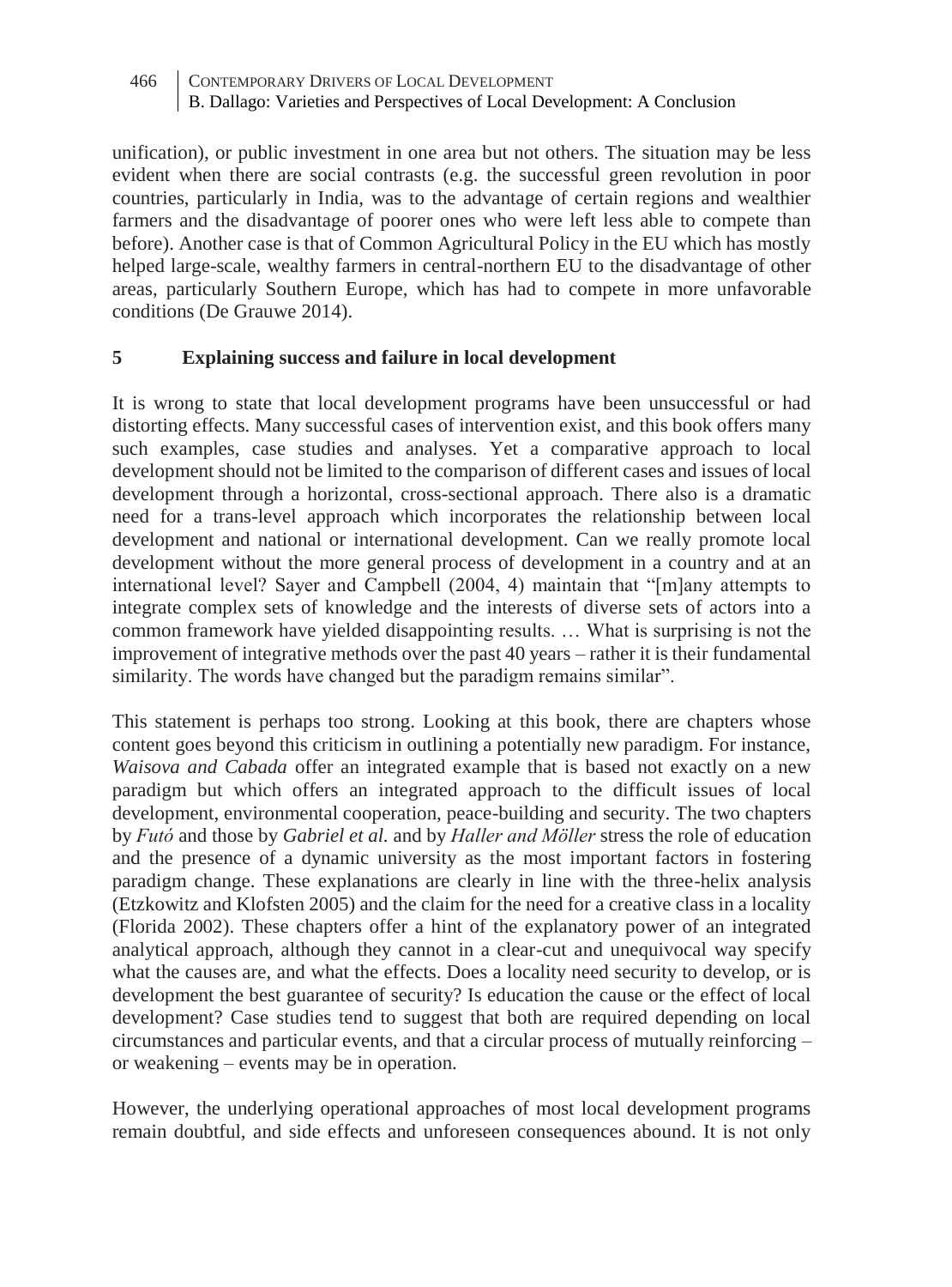unification), or public investment in one area but not others. The situation may be less evident when there are social contrasts (e.g. the successful green revolution in poor countries, particularly in India, was to the advantage of certain regions and wealthier farmers and the disadvantage of poorer ones who were left less able to compete than before). Another case is that of Common Agricultural Policy in the EU which has mostly helped large-scale, wealthy farmers in central-northern EU to the disadvantage of other areas, particularly Southern Europe, which has had to compete in more unfavorable conditions (De Grauwe 2014).

## 5 Explaining success and failure in local development

It is wrong to state that local development programs have been unsuccessful or had distorting effects. Many successful cases of intervention exist, and this book offers many such examples, case studies and analyses. Yet a comparative approach to local development should not be limited to the comparison of different cases and issues of local development through a horizontal, cross-sectional approach. There also is a dramatic need for a trans-level approach which incorporates the relationship between local development and national or international development. Can we really promote local development without the more general process of development in a country and at an international level? Sayer and Campbell (2004, 4) maintain that "[m]any attempts to integrate complex sets of knowledge and the interests of diverse sets of actors into a common framework have yielded disappointing results. … What is surprising is not the improvement of integrative methods over the past 40 years – rather it is their fundamental similarity. The words have changed but the paradigm remains similar".

This statement is perhaps too strong. Looking at this book, there are chapters whose content goes beyond this criticism in outlining a potentially new paradigm. For instance, *Waisova and Cabada* offer an integrated example that is based not exactly on a new paradigm but which offers an integrated approach to the difficult issues of local development, environmental cooperation, peace-building and security. The two chapters by *Futó* and those by *Gabriel et al.* and by *Haller and Möller* stress the role of education and the presence of a dynamic university as the most important factors in fostering paradigm change. These explanations are clearly in line with the three-helix analysis (Etzkowitz and Klofsten 2005) and the claim for the need for a creative class in a locality (Florida 2002). These chapters offer a hint of the explanatory power of an integrated analytical approach, although they cannot in a clear-cut and unequivocal way specify what the causes are, and what the effects. Does a locality need security to develop, or is development the best guarantee of security? Is education the cause or the effect of local development? Case studies tend to suggest that both are required depending on local circumstances and particular events, and that a circular process of mutually reinforcing – or weakening – events may be in operation.

However, the underlying operational approaches of most local development programs remain doubtful, and side effects and unforeseen consequences abound. It is not only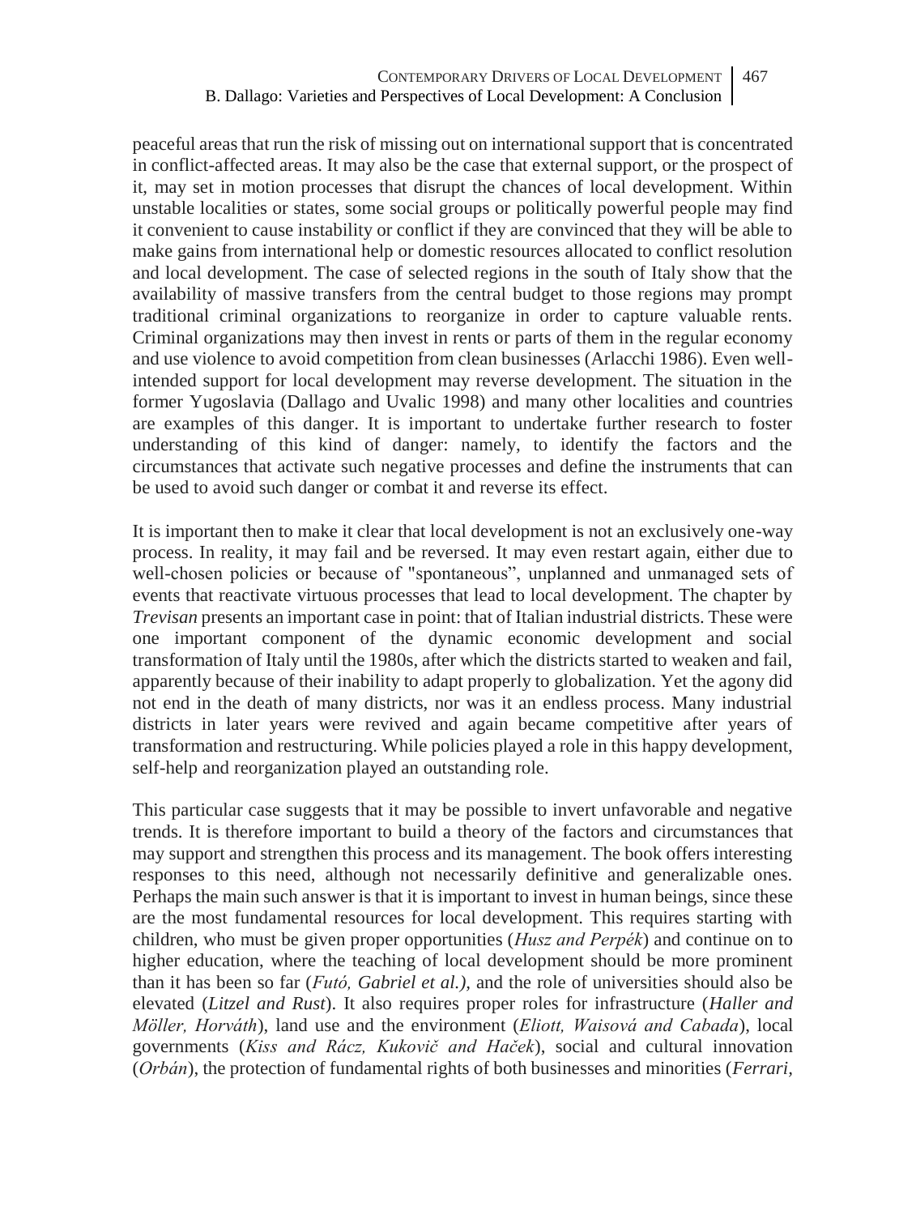peaceful areas that run the risk of missing out on international support that is concentrated in conflict-affected areas. It may also be the case that external support, or the prospect of it, may set in motion processes that disrupt the chances of local development. Within unstable localities or states, some social groups or politically powerful people may find it convenient to cause instability or conflict if they are convinced that they will be able to make gains from international help or domestic resources allocated to conflict resolution and local development. The case of selected regions in the south of Italy show that the availability of massive transfers from the central budget to those regions may prompt traditional criminal organizations to reorganize in order to capture valuable rents. Criminal organizations may then invest in rents or parts of them in the regular economy and use violence to avoid competition from clean businesses (Arlacchi 1986). Even well-intended support for local development may reverse development. The situation in the former Yugoslavia (Dallago and Uvalic 1998) and many other localities and countries are examples of this danger. It is important to undertake further research to foster understanding of this kind of danger: namely, to identify the factors and the circumstances that activate such negative processes and define the instruments that can be used to avoid such danger or combat it and reverse its effect.

It is important then to make it clear that local development is not an exclusively one-way process. In reality, it may fail and be reversed. It may even restart again, either due to well-chosen policies or because of "spontaneous", unplanned and unmanaged sets of events that reactivate virtuous processes that lead to local development. The chapter by *Trevisan* presents an important case in point: that of Italian industrial districts. These were one important component of the dynamic economic development and social transformation of Italy until the 1980s, after which the districts started to weaken and fail, apparently because of their inability to adapt properly to globalization. Yet the agony did not end in the death of many districts, nor was it an endless process. Many industrial districts in later years were revived and again became competitive after years of transformation and restructuring. While policies played a role in this happy development, self-help and reorganization played an outstanding role.

This particular case suggests that it may be possible to invert unfavorable and negative trends. It is therefore important to build a theory of the factors and circumstances that may support and strengthen this process and its management. The book offers interesting responses to this need, although not necessarily definitive and generalizable ones. Perhaps the main such answer is that it is important to invest in human beings, since these are the most fundamental resources for local development. This requires starting with children, who must be given proper opportunities (*Husz and Perpék*) and continue on to higher education, where the teaching of local development should be more prominent than it has been so far (*Futó, Gabriel et al.),* and the role of universities should also be elevated (*Litzel and Rust*). It also requires proper roles for infrastructure (*Haller and Möller, Horváth*), land use and the environment (*Eliott, Waisová and Cabada*), local governments (*Kiss and Rácz, Kukovič and Haček*), social and cultural innovation (*Orbán*), the protection of fundamental rights of both businesses and minorities (*Ferrari,*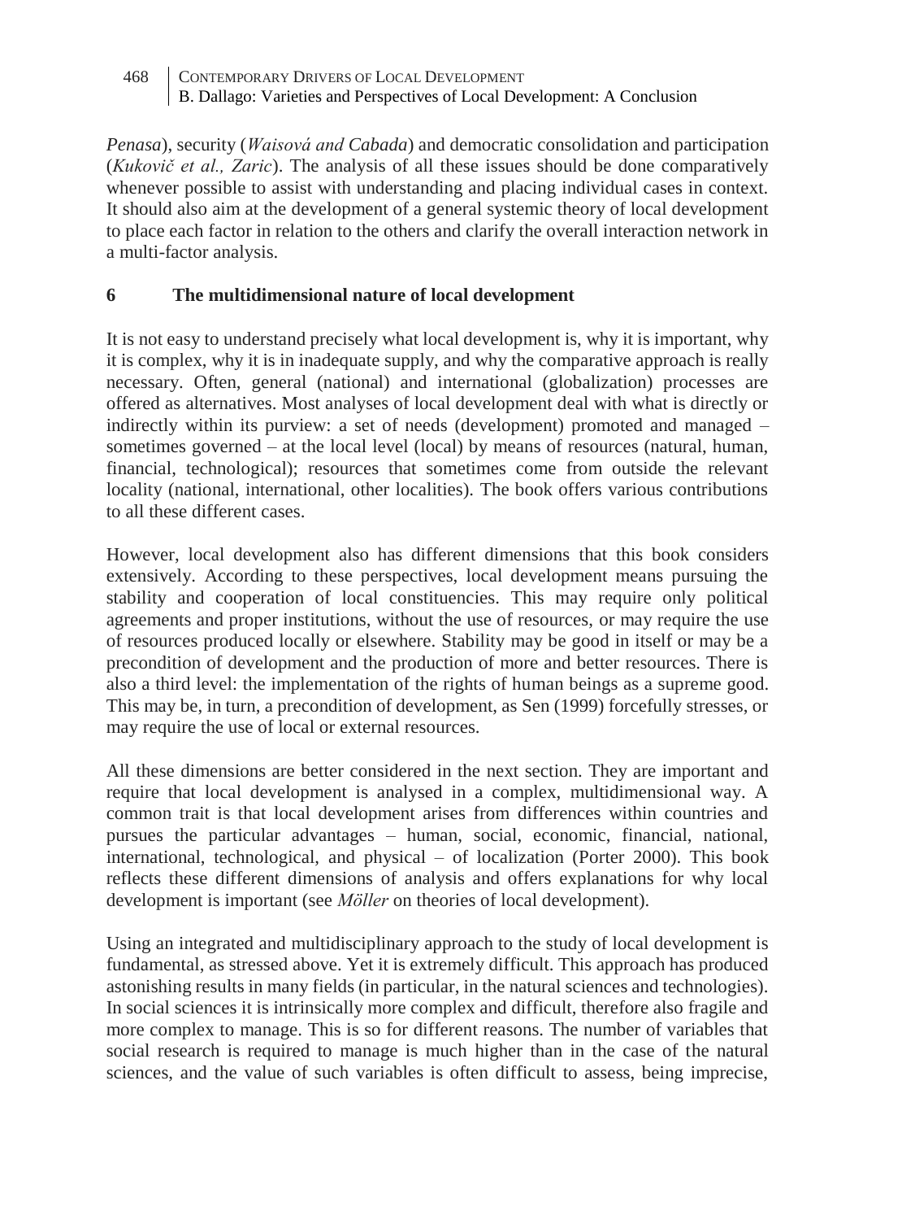*Penasa*), security (*Waisová and Cabada*) and democratic consolidation and participation (*Kukovič et al., Zaric*). The analysis of all these issues should be done comparatively whenever possible to assist with understanding and placing individual cases in context. It should also aim at the development of a general systemic theory of local development to place each factor in relation to the others and clarify the overall interaction network in a multi-factor analysis.

## 6 The multidimensional nature of local development

It is not easy to understand precisely what local development is, why it is important, why it is complex, why it is in inadequate supply, and why the comparative approach is really necessary. Often, general (national) and international (globalization) processes are offered as alternatives. Most analyses of local development deal with what is directly or indirectly within its purview: a set of needs (development) promoted and managed – sometimes governed – at the local level (local) by means of resources (natural, human, financial, technological); resources that sometimes come from outside the relevant locality (national, international, other localities). The book offers various contributions to all these different cases.

However, local development also has different dimensions that this book considers extensively. According to these perspectives, local development means pursuing the stability and cooperation of local constituencies. This may require only political agreements and proper institutions, without the use of resources, or may require the use of resources produced locally or elsewhere. Stability may be good in itself or may be a precondition of development and the production of more and better resources. There is also a third level: the implementation of the rights of human beings as a supreme good. This may be, in turn, a precondition of development, as Sen (1999) forcefully stresses, or may require the use of local or external resources.

All these dimensions are better considered in the next section. They are important and require that local development is analysed in a complex, multidimensional way. A common trait is that local development arises from differences within countries and pursues the particular advantages – human, social, economic, financial, national, international, technological, and physical – of localization (Porter 2000). This book reflects these different dimensions of analysis and offers explanations for why local development is important (see *Möller* on theories of local development).

Using an integrated and multidisciplinary approach to the study of local development is fundamental, as stressed above. Yet it is extremely difficult. This approach has produced astonishing results in many fields (in particular, in the natural sciences and technologies). In social sciences it is intrinsically more complex and difficult, therefore also fragile and more complex to manage. This is so for different reasons. The number of variables that social research is required to manage is much higher than in the case of the natural sciences, and the value of such variables is often difficult to assess, being imprecise,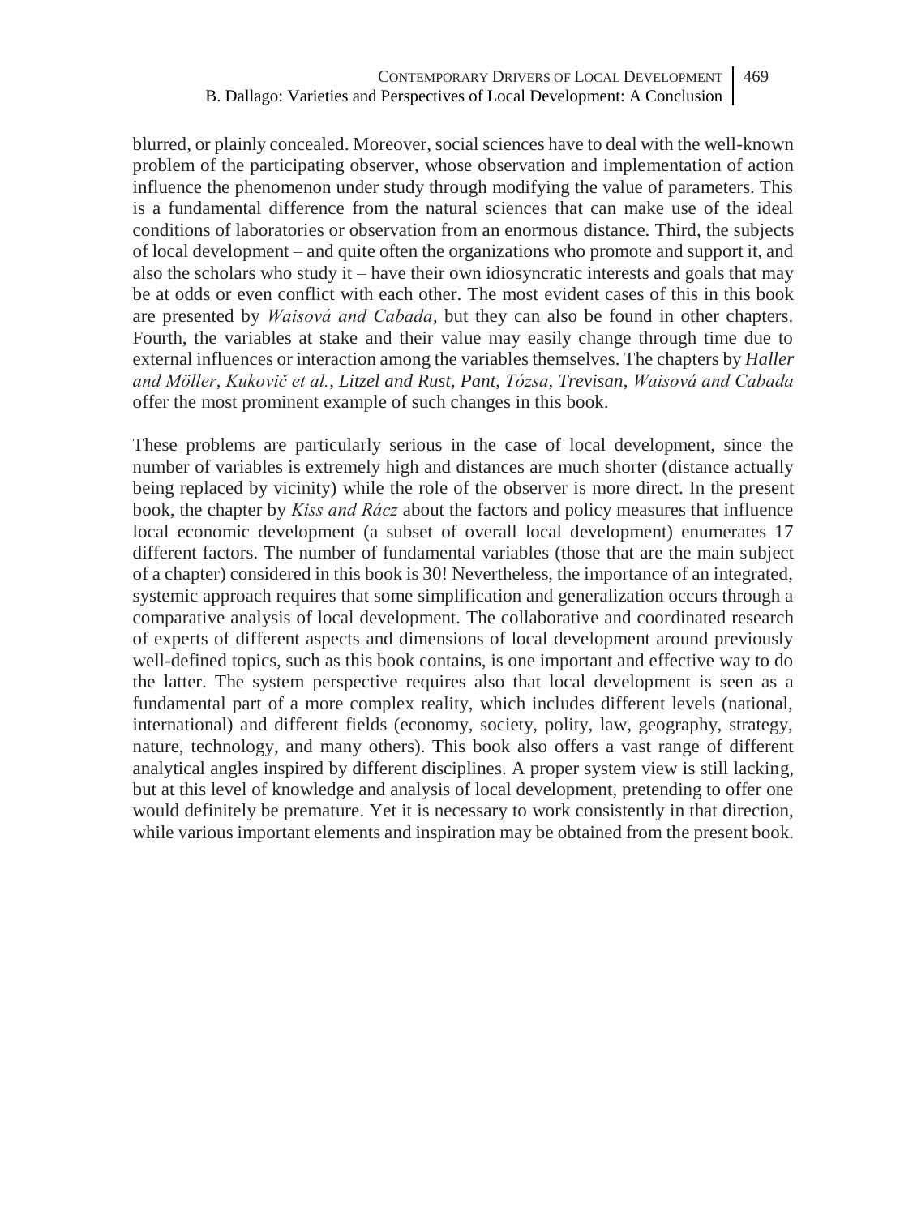blurred, or plainly concealed. Moreover, social sciences have to deal with the well-known problem of the participating observer, whose observation and implementation of action influence the phenomenon under study through modifying the value of parameters. This is a fundamental difference from the natural sciences that can make use of the ideal conditions of laboratories or observation from an enormous distance. Third, the subjects of local development – and quite often the organizations who promote and support it, and also the scholars who study it – have their own idiosyncratic interests and goals that may be at odds or even conflict with each other. The most evident cases of this in this book are presented by *Waisová and Cabada*, but they can also be found in other chapters. Fourth, the variables at stake and their value may easily change through time due to external influences or interaction among the variables themselves. The chapters by *Haller and Möller*, *Kukovič et al.*, *Litzel and Rust*, *Pant*, *Tózsa*, *Trevisan*, *Waisová and Cabada* offer the most prominent example of such changes in this book.

These problems are particularly serious in the case of local development, since the number of variables is extremely high and distances are much shorter (distance actually being replaced by vicinity) while the role of the observer is more direct. In the present book, the chapter by *Kiss and Rácz* about the factors and policy measures that influence local economic development (a subset of overall local development) enumerates 17 different factors. The number of fundamental variables (those that are the main subject of a chapter) considered in this book is 30! Nevertheless, the importance of an integrated, systemic approach requires that some simplification and generalization occurs through a comparative analysis of local development. The collaborative and coordinated research of experts of different aspects and dimensions of local development around previously well-defined topics, such as this book contains, is one important and effective way to do the latter. The system perspective requires also that local development is seen as a fundamental part of a more complex reality, which includes different levels (national, international) and different fields (economy, society, polity, law, geography, strategy, nature, technology, and many others). This book also offers a vast range of different analytical angles inspired by different disciplines. A proper system view is still lacking, but at this level of knowledge and analysis of local development, pretending to offer one would definitely be premature. Yet it is necessary to work consistently in that direction, while various important elements and inspiration may be obtained from the present book.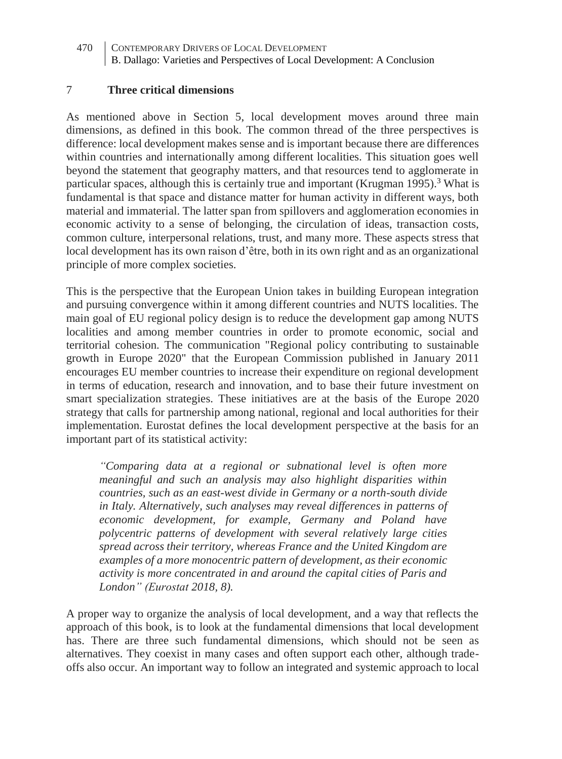## 7 Three critical dimensions

As mentioned above in Section 5, local development moves around three main dimensions, as defined in this book. The common thread of the three perspectives is difference: local development makes sense and is important because there are differences within countries and internationally among different localities. This situation goes well beyond the statement that geography matters, and that resources tend to agglomerate in particular spaces, although this is certainly true and important (Krugman 1995).[3] What is fundamental is that space and distance matter for human activity in different ways, both material and immaterial. The latter span from spillovers and agglomeration economies in economic activity to a sense of belonging, the circulation of ideas, transaction costs, common culture, interpersonal relations, trust, and many more. These aspects stress that local development has its own raison d'être, both in its own right and as an organizational principle of more complex societies.

This is the perspective that the European Union takes in building European integration and pursuing convergence within it among different countries and NUTS localities. The main goal of EU regional policy design is to reduce the development gap among NUTS localities and among member countries in order to promote economic, social and territorial cohesion. The communication "Regional policy contributing to sustainable growth in Europe 2020" that the European Commission published in January 2011 encourages EU member countries to increase their expenditure on regional development in terms of education, research and innovation, and to base their future investment on smart specialization strategies. These initiatives are at the basis of the Europe 2020 strategy that calls for partnership among national, regional and local authorities for their implementation. Eurostat defines the local development perspective at the basis for an important part of its statistical activity:

> *"Comparing data at a regional or subnational level is often more meaningful and such an analysis may also highlight disparities within countries, such as an east-west divide in Germany or a north-south divide in Italy. Alternatively, such analyses may reveal differences in patterns of economic development, for example, Germany and Poland have polycentric patterns of development with several relatively large cities spread across their territory, whereas France and the United Kingdom are examples of a more monocentric pattern of development, as their economic activity is more concentrated in and around the capital cities of Paris and London" (Eurostat 2018, 8).*

A proper way to organize the analysis of local development, and a way that reflects the approach of this book, is to look at the fundamental dimensions that local development has. There are three such fundamental dimensions, which should not be seen as alternatives. They coexist in many cases and often support each other, although trade-offs also occur. An important way to follow an integrated and systemic approach to local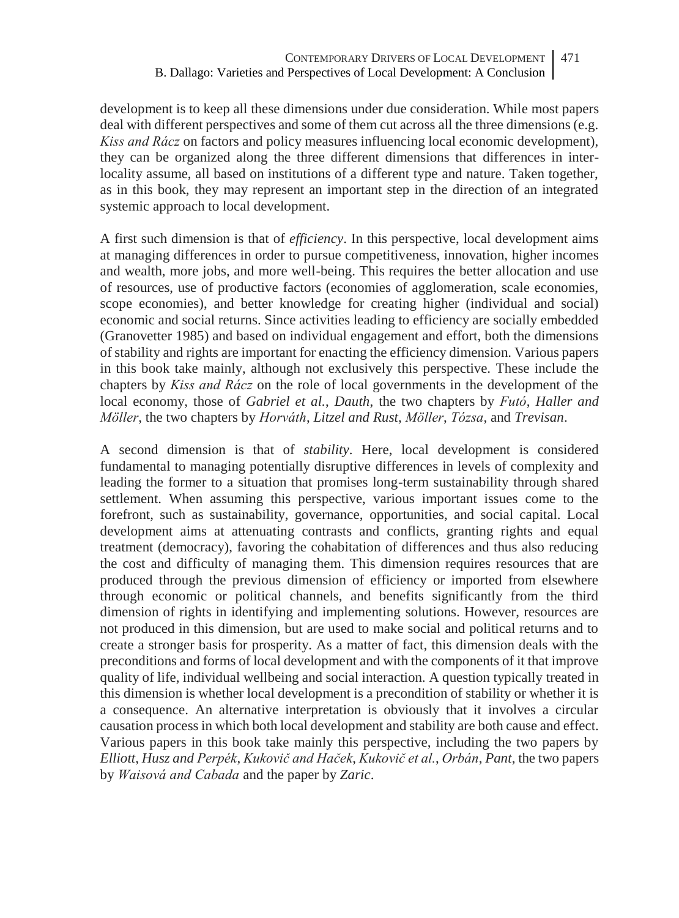development is to keep all these dimensions under due consideration. While most papers deal with different perspectives and some of them cut across all the three dimensions (e.g. *Kiss and Rácz* on factors and policy measures influencing local economic development), they can be organized along the three different dimensions that differences in inter-locality assume, all based on institutions of a different type and nature. Taken together, as in this book, they may represent an important step in the direction of an integrated systemic approach to local development.

A first such dimension is that of *efficiency*. In this perspective, local development aims at managing differences in order to pursue competitiveness, innovation, higher incomes and wealth, more jobs, and more well-being. This requires the better allocation and use of resources, use of productive factors (economies of agglomeration, scale economies, scope economies), and better knowledge for creating higher (individual and social) economic and social returns. Since activities leading to efficiency are socially embedded (Granovetter 1985) and based on individual engagement and effort, both the dimensions of stability and rights are important for enacting the efficiency dimension. Various papers in this book take mainly, although not exclusively this perspective. These include the chapters by *Kiss and Rácz* on the role of local governments in the development of the local economy, those of *Gabriel et al.*, *Dauth*, the two chapters by *Futó*, *Haller and Möller*, the two chapters by *Horváth*, *Litzel and Rust*, *Möller*, *Tózsa*, and *Trevisan*.

A second dimension is that of *stability*. Here, local development is considered fundamental to managing potentially disruptive differences in levels of complexity and leading the former to a situation that promises long-term sustainability through shared settlement. When assuming this perspective, various important issues come to the forefront, such as sustainability, governance, opportunities, and social capital. Local development aims at attenuating contrasts and conflicts, granting rights and equal treatment (democracy), favoring the cohabitation of differences and thus also reducing the cost and difficulty of managing them. This dimension requires resources that are produced through the previous dimension of efficiency or imported from elsewhere through economic or political channels, and benefits significantly from the third dimension of rights in identifying and implementing solutions. However, resources are not produced in this dimension, but are used to make social and political returns and to create a stronger basis for prosperity. As a matter of fact, this dimension deals with the preconditions and forms of local development and with the components of it that improve quality of life, individual wellbeing and social interaction. A question typically treated in this dimension is whether local development is a precondition of stability or whether it is a consequence. An alternative interpretation is obviously that it involves a circular causation process in which both local development and stability are both cause and effect. Various papers in this book take mainly this perspective, including the two papers by *Elliott*, *Husz and Perpék*, *Kukovič and Haček*, *Kukovič et al.*, *Orbán*, *Pant*, the two papers by *Waisová and Cabada* and the paper by *Zaric*.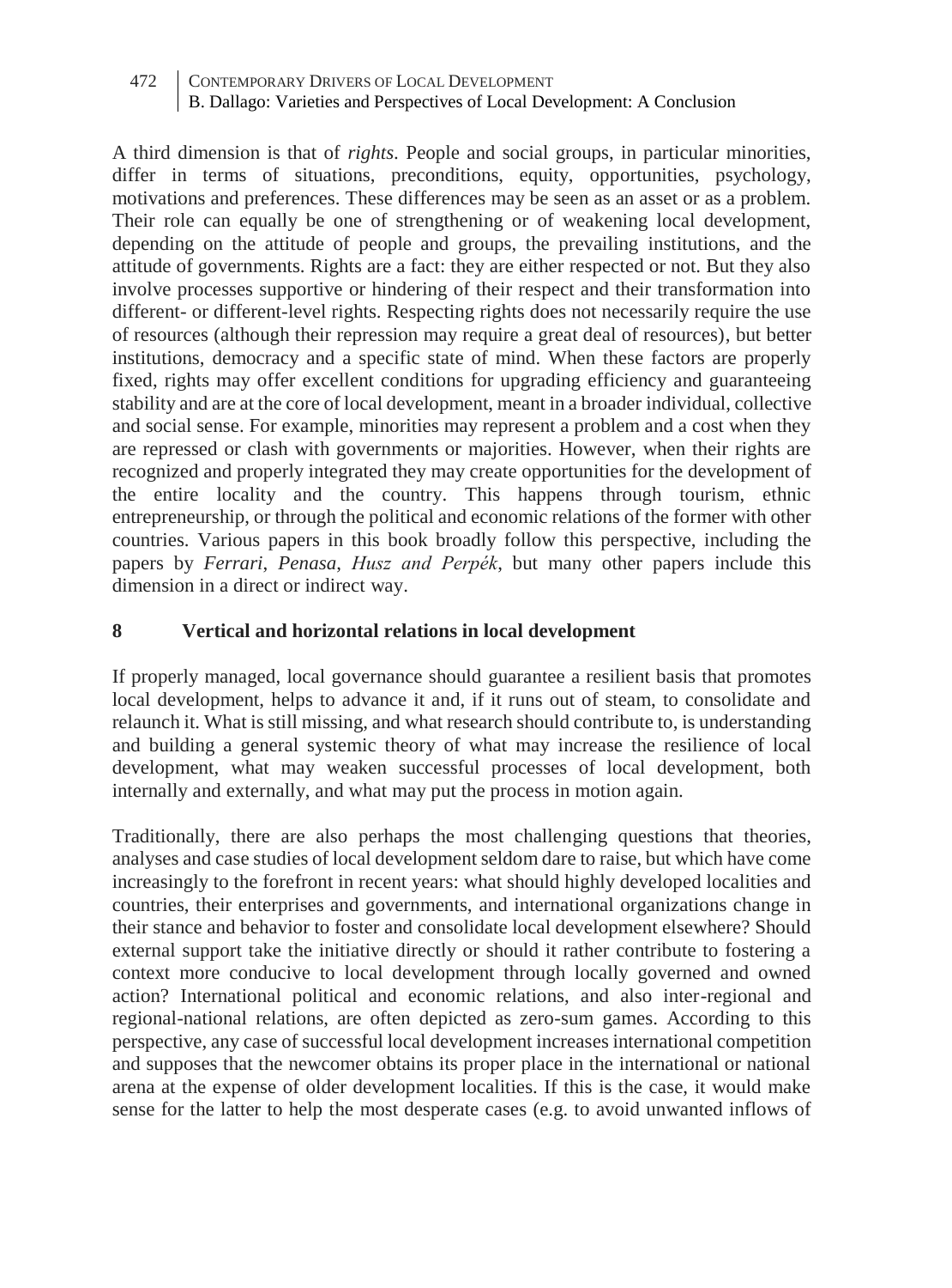A third dimension is that of *rights*. People and social groups, in particular minorities, differ in terms of situations, preconditions, equity, opportunities, psychology, motivations and preferences. These differences may be seen as an asset or as a problem. Their role can equally be one of strengthening or of weakening local development, depending on the attitude of people and groups, the prevailing institutions, and the attitude of governments. Rights are a fact: they are either respected or not. But they also involve processes supportive or hindering of their respect and their transformation into different- or different-level rights. Respecting rights does not necessarily require the use of resources (although their repression may require a great deal of resources), but better institutions, democracy and a specific state of mind. When these factors are properly fixed, rights may offer excellent conditions for upgrading efficiency and guaranteeing stability and are at the core of local development, meant in a broader individual, collective and social sense. For example, minorities may represent a problem and a cost when they are repressed or clash with governments or majorities. However, when their rights are recognized and properly integrated they may create opportunities for the development of the entire locality and the country. This happens through tourism, ethnic entrepreneurship, or through the political and economic relations of the former with other countries. Various papers in this book broadly follow this perspective, including the papers by *Ferrari*, *Penasa*, *Husz and Perpék*, but many other papers include this dimension in a direct or indirect way.

## 8 Vertical and horizontal relations in local development

If properly managed, local governance should guarantee a resilient basis that promotes local development, helps to advance it and, if it runs out of steam, to consolidate and relaunch it. What is still missing, and what research should contribute to, is understanding and building a general systemic theory of what may increase the resilience of local development, what may weaken successful processes of local development, both internally and externally, and what may put the process in motion again.

Traditionally, there are also perhaps the most challenging questions that theories, analyses and case studies of local development seldom dare to raise, but which have come increasingly to the forefront in recent years: what should highly developed localities and countries, their enterprises and governments, and international organizations change in their stance and behavior to foster and consolidate local development elsewhere? Should external support take the initiative directly or should it rather contribute to fostering a context more conducive to local development through locally governed and owned action? International political and economic relations, and also inter-regional and regional-national relations, are often depicted as zero-sum games. According to this perspective, any case of successful local development increases international competition and supposes that the newcomer obtains its proper place in the international or national arena at the expense of older development localities. If this is the case, it would make sense for the latter to help the most desperate cases (e.g. to avoid unwanted inflows of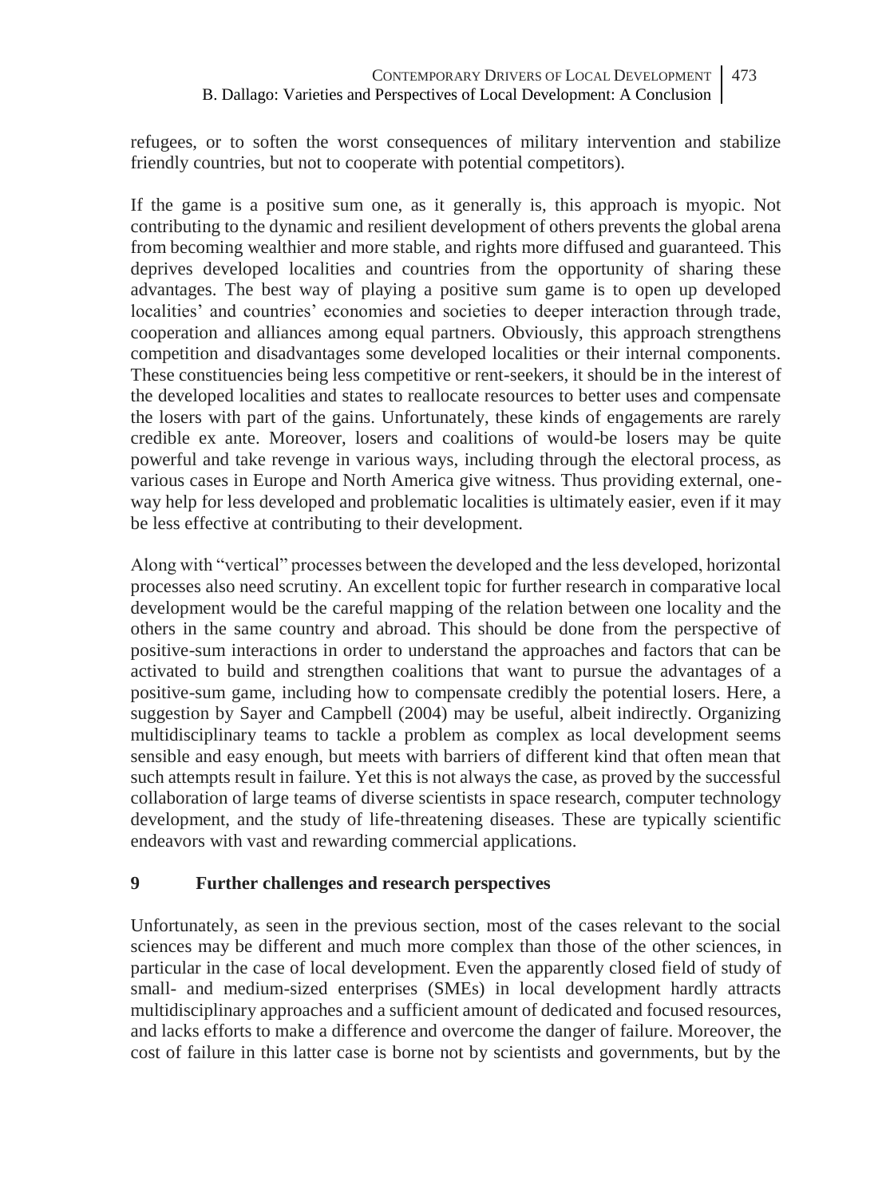refugees, or to soften the worst consequences of military intervention and stabilize friendly countries, but not to cooperate with potential competitors).

If the game is a positive sum one, as it generally is, this approach is myopic. Not contributing to the dynamic and resilient development of others prevents the global arena from becoming wealthier and more stable, and rights more diffused and guaranteed. This deprives developed localities and countries from the opportunity of sharing these advantages. The best way of playing a positive sum game is to open up developed localities' and countries' economies and societies to deeper interaction through trade, cooperation and alliances among equal partners. Obviously, this approach strengthens competition and disadvantages some developed localities or their internal components. These constituencies being less competitive or rent-seekers, it should be in the interest of the developed localities and states to reallocate resources to better uses and compensate the losers with part of the gains. Unfortunately, these kinds of engagements are rarely credible ex ante. Moreover, losers and coalitions of would-be losers may be quite powerful and take revenge in various ways, including through the electoral process, as various cases in Europe and North America give witness. Thus providing external, one-way help for less developed and problematic localities is ultimately easier, even if it may be less effective at contributing to their development.

Along with "vertical" processes between the developed and the less developed, horizontal processes also need scrutiny. An excellent topic for further research in comparative local development would be the careful mapping of the relation between one locality and the others in the same country and abroad. This should be done from the perspective of positive-sum interactions in order to understand the approaches and factors that can be activated to build and strengthen coalitions that want to pursue the advantages of a positive-sum game, including how to compensate credibly the potential losers. Here, a suggestion by Sayer and Campbell (2004) may be useful, albeit indirectly. Organizing multidisciplinary teams to tackle a problem as complex as local development seems sensible and easy enough, but meets with barriers of different kind that often mean that such attempts result in failure. Yet this is not always the case, as proved by the successful collaboration of large teams of diverse scientists in space research, computer technology development, and the study of life-threatening diseases. These are typically scientific endeavors with vast and rewarding commercial applications.

## 9 Further challenges and research perspectives

Unfortunately, as seen in the previous section, most of the cases relevant to the social sciences may be different and much more complex than those of the other sciences, in particular in the case of local development. Even the apparently closed field of study of small- and medium-sized enterprises (SMEs) in local development hardly attracts multidisciplinary approaches and a sufficient amount of dedicated and focused resources, and lacks efforts to make a difference and overcome the danger of failure. Moreover, the cost of failure in this latter case is borne not by scientists and governments, but by the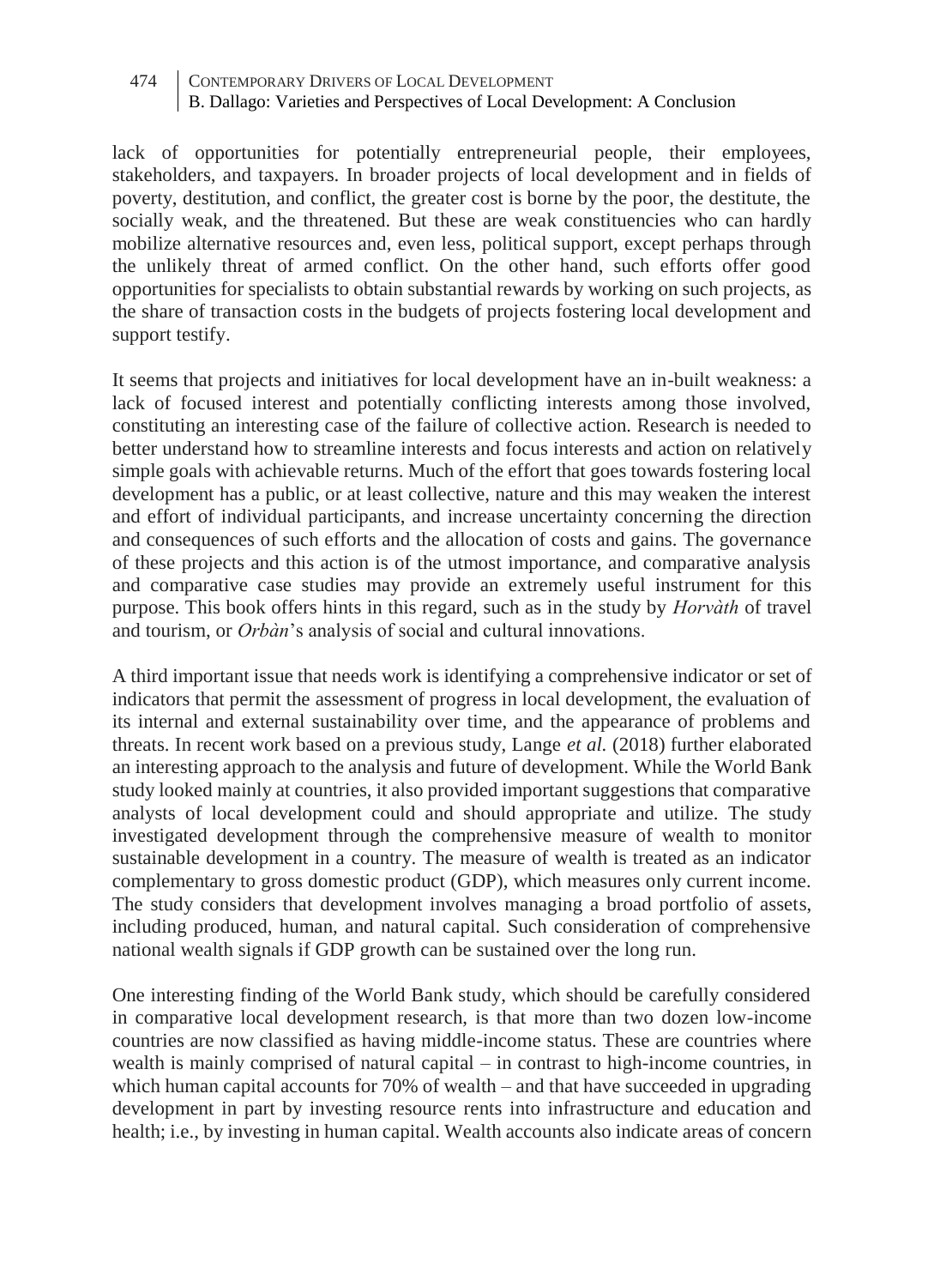lack of opportunities for potentially entrepreneurial people, their employees, stakeholders, and taxpayers. In broader projects of local development and in fields of poverty, destitution, and conflict, the greater cost is borne by the poor, the destitute, the socially weak, and the threatened. But these are weak constituencies who can hardly mobilize alternative resources and, even less, political support, except perhaps through the unlikely threat of armed conflict. On the other hand, such efforts offer good opportunities for specialists to obtain substantial rewards by working on such projects, as the share of transaction costs in the budgets of projects fostering local development and support testify.

It seems that projects and initiatives for local development have an in-built weakness: a lack of focused interest and potentially conflicting interests among those involved, constituting an interesting case of the failure of collective action. Research is needed to better understand how to streamline interests and focus interests and action on relatively simple goals with achievable returns. Much of the effort that goes towards fostering local development has a public, or at least collective, nature and this may weaken the interest and effort of individual participants, and increase uncertainty concerning the direction and consequences of such efforts and the allocation of costs and gains. The governance of these projects and this action is of the utmost importance, and comparative analysis and comparative case studies may provide an extremely useful instrument for this purpose. This book offers hints in this regard, such as in the study by *Horvàth* of travel and tourism, or *Orbàn*'s analysis of social and cultural innovations.

A third important issue that needs work is identifying a comprehensive indicator or set of indicators that permit the assessment of progress in local development, the evaluation of its internal and external sustainability over time, and the appearance of problems and threats. In recent work based on a previous study, Lange *et al.* (2018) further elaborated an interesting approach to the analysis and future of development. While the World Bank study looked mainly at countries, it also provided important suggestions that comparative analysts of local development could and should appropriate and utilize. The study investigated development through the comprehensive measure of wealth to monitor sustainable development in a country. The measure of wealth is treated as an indicator complementary to gross domestic product (GDP), which measures only current income. The study considers that development involves managing a broad portfolio of assets, including produced, human, and natural capital. Such consideration of comprehensive national wealth signals if GDP growth can be sustained over the long run.

One interesting finding of the World Bank study, which should be carefully considered in comparative local development research, is that more than two dozen low-income countries are now classified as having middle-income status. These are countries where wealth is mainly comprised of natural capital – in contrast to high-income countries, in which human capital accounts for 70% of wealth – and that have succeeded in upgrading development in part by investing resource rents into infrastructure and education and health; i.e., by investing in human capital. Wealth accounts also indicate areas of concern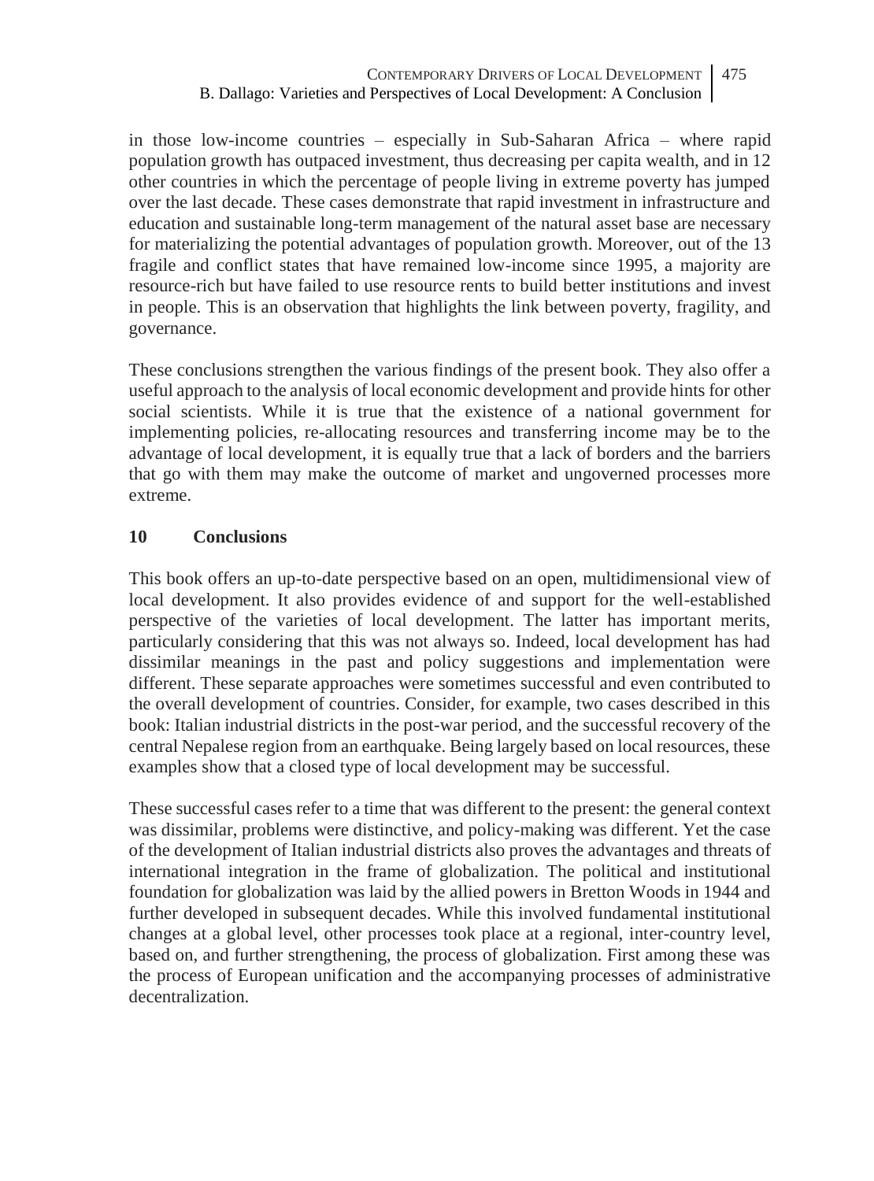in those low-income countries – especially in Sub-Saharan Africa – where rapid population growth has outpaced investment, thus decreasing per capita wealth, and in 12 other countries in which the percentage of people living in extreme poverty has jumped over the last decade. These cases demonstrate that rapid investment in infrastructure and education and sustainable long-term management of the natural asset base are necessary for materializing the potential advantages of population growth. Moreover, out of the 13 fragile and conflict states that have remained low-income since 1995, a majority are resource-rich but have failed to use resource rents to build better institutions and invest in people. This is an observation that highlights the link between poverty, fragility, and governance.

These conclusions strengthen the various findings of the present book. They also offer a useful approach to the analysis of local economic development and provide hints for other social scientists. While it is true that the existence of a national government for implementing policies, re-allocating resources and transferring income may be to the advantage of local development, it is equally true that a lack of borders and the barriers that go with them may make the outcome of market and ungoverned processes more extreme.

## 10 Conclusions

This book offers an up-to-date perspective based on an open, multidimensional view of local development. It also provides evidence of and support for the well-established perspective of the varieties of local development. The latter has important merits, particularly considering that this was not always so. Indeed, local development has had dissimilar meanings in the past and policy suggestions and implementation were different. These separate approaches were sometimes successful and even contributed to the overall development of countries. Consider, for example, two cases described in this book: Italian industrial districts in the post-war period, and the successful recovery of the central Nepalese region from an earthquake. Being largely based on local resources, these examples show that a closed type of local development may be successful.

These successful cases refer to a time that was different to the present: the general context was dissimilar, problems were distinctive, and policy-making was different. Yet the case of the development of Italian industrial districts also proves the advantages and threats of international integration in the frame of globalization. The political and institutional foundation for globalization was laid by the allied powers in Bretton Woods in 1944 and further developed in subsequent decades. While this involved fundamental institutional changes at a global level, other processes took place at a regional, inter-country level, based on, and further strengthening, the process of globalization. First among these was the process of European unification and the accompanying processes of administrative decentralization.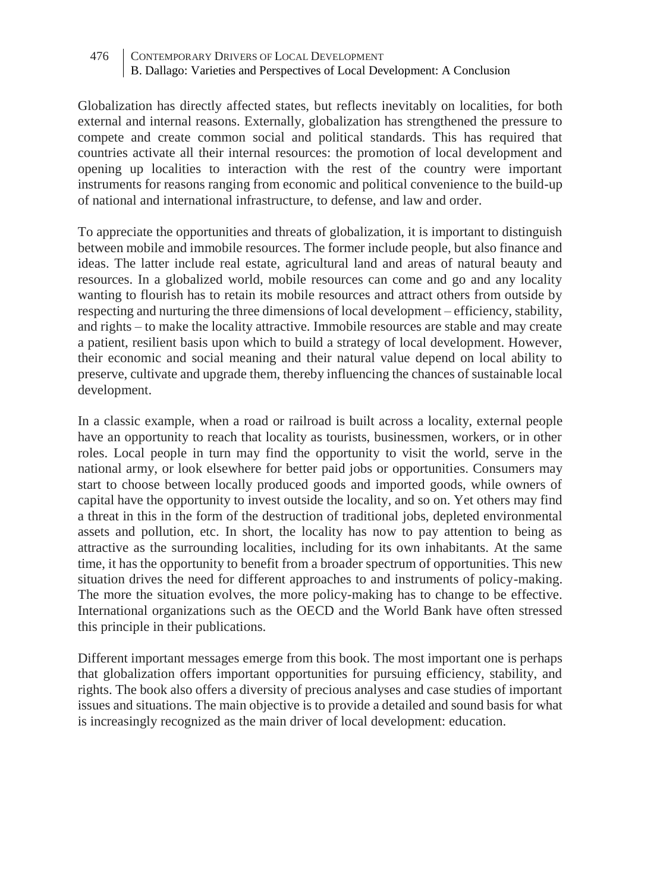Globalization has directly affected states, but reflects inevitably on localities, for both external and internal reasons. Externally, globalization has strengthened the pressure to compete and create common social and political standards. This has required that countries activate all their internal resources: the promotion of local development and opening up localities to interaction with the rest of the country were important instruments for reasons ranging from economic and political convenience to the build-up of national and international infrastructure, to defense, and law and order.

To appreciate the opportunities and threats of globalization, it is important to distinguish between mobile and immobile resources. The former include people, but also finance and ideas. The latter include real estate, agricultural land and areas of natural beauty and resources. In a globalized world, mobile resources can come and go and any locality wanting to flourish has to retain its mobile resources and attract others from outside by respecting and nurturing the three dimensions of local development – efficiency, stability, and rights – to make the locality attractive. Immobile resources are stable and may create a patient, resilient basis upon which to build a strategy of local development. However, their economic and social meaning and their natural value depend on local ability to preserve, cultivate and upgrade them, thereby influencing the chances of sustainable local development.

In a classic example, when a road or railroad is built across a locality, external people have an opportunity to reach that locality as tourists, businessmen, workers, or in other roles. Local people in turn may find the opportunity to visit the world, serve in the national army, or look elsewhere for better paid jobs or opportunities. Consumers may start to choose between locally produced goods and imported goods, while owners of capital have the opportunity to invest outside the locality, and so on. Yet others may find a threat in this in the form of the destruction of traditional jobs, depleted environmental assets and pollution, etc. In short, the locality has now to pay attention to being as attractive as the surrounding localities, including for its own inhabitants. At the same time, it has the opportunity to benefit from a broader spectrum of opportunities. This new situation drives the need for different approaches to and instruments of policy-making. The more the situation evolves, the more policy-making has to change to be effective. International organizations such as the OECD and the World Bank have often stressed this principle in their publications.

Different important messages emerge from this book. The most important one is perhaps that globalization offers important opportunities for pursuing efficiency, stability, and rights. The book also offers a diversity of precious analyses and case studies of important issues and situations. The main objective is to provide a detailed and sound basis for what is increasingly recognized as the main driver of local development: education.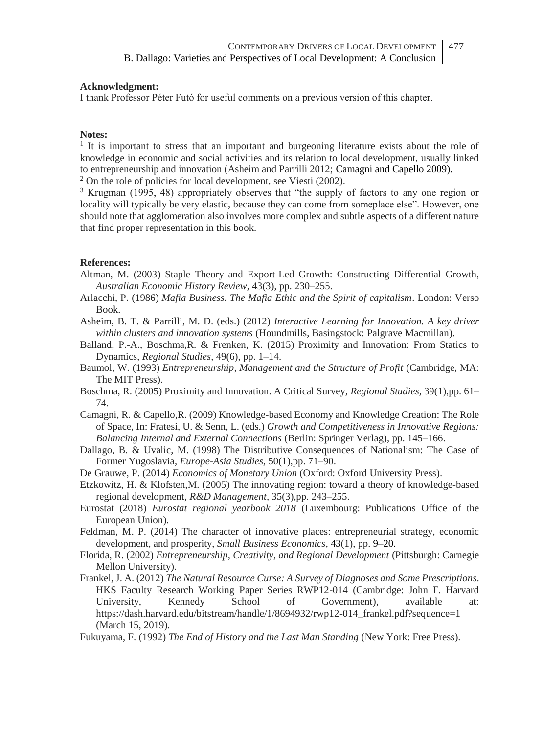**Acknowledgment:**

I thank Professor Péter Futó for useful comments on a previous version of this chapter.

**Notes:**

[1] It is important to stress that an important and burgeoning literature exists about the role of knowledge in economic and social activities and its relation to local development, usually linked to entrepreneurship and innovation (Asheim and Parrilli 2012; Camagni and Capello 2009).

[2] On the role of policies for local development, see Viesti (2002).

[3] Krugman (1995, 48) appropriately observes that "the supply of factors to any one region or locality will typically be very elastic, because they can come from someplace else". However, one should note that agglomeration also involves more complex and subtle aspects of a different nature that find proper representation in this book.

**References:**

Altman, M. (2003) Staple Theory and Export-Led Growth: Constructing Differential Growth, *Australian Economic History Review*, 43(3), pp. 230–255.

Arlacchi, P. (1986) *Mafia Business. The Mafia Ethic and the Spirit of capitalism*. London: Verso Book.

Asheim, B. T. & Parrilli, M. D. (eds.) (2012) *Interactive Learning for Innovation. A key driver within clusters and innovation systems* (Houndmills, Basingstock: Palgrave Macmillan).

Balland, P.-A., Boschma,R. & Frenken, K. (2015) Proximity and Innovation: From Statics to Dynamics, *Regional Studies*, 49(6), pp. 1–14.

Baumol, W. (1993) *Entrepreneurship, Management and the Structure of Profit* (Cambridge, MA: The MIT Press).

Boschma, R. (2005) Proximity and Innovation. A Critical Survey, *Regional Studies*, 39(1),pp. 61–74.

Camagni, R. & Capello,R. (2009) Knowledge-based Economy and Knowledge Creation: The Role of Space, In: Fratesi, U. & Senn, L. (eds.) *Growth and Competitiveness in Innovative Regions: Balancing Internal and External Connections* (Berlin: Springer Verlag), pp. 145–166.

Dallago, B. & Uvalic, M. (1998) The Distributive Consequences of Nationalism: The Case of Former Yugoslavia, *Europe-Asia Studies*, 50(1),pp. 71–90.

De Grauwe, P. (2014) *Economics of Monetary Union* (Oxford: Oxford University Press).

Etzkowitz, H. & Klofsten,M. (2005) The innovating region: toward a theory of knowledge-based regional development, *R&D Management*, 35(3),pp. 243–255.

Eurostat (2018) *Eurostat regional yearbook 2018* (Luxembourg: Publications Office of the European Union).

Feldman, M. P. (2014) The character of innovative places: entrepreneurial strategy, economic development, and prosperity, *Small Business Economics*, 43(1), pp. 9–20.

Florida, R. (2002) *Entrepreneurship, Creativity, and Regional Development* (Pittsburgh: Carnegie Mellon University).

Frankel, J. A. (2012) *The Natural Resource Curse: A Survey of Diagnoses and Some Prescriptions*. HKS Faculty Research Working Paper Series RWP12-014 (Cambridge: John F. Harvard University, Kennedy School of Government), available at: https://dash.harvard.edu/bitstream/handle/1/8694932/rwp12-014_frankel.pdf?sequence=1 (March 15, 2019).

Fukuyama, F. (1992) *The End of History and the Last Man Standing* (New York: Free Press).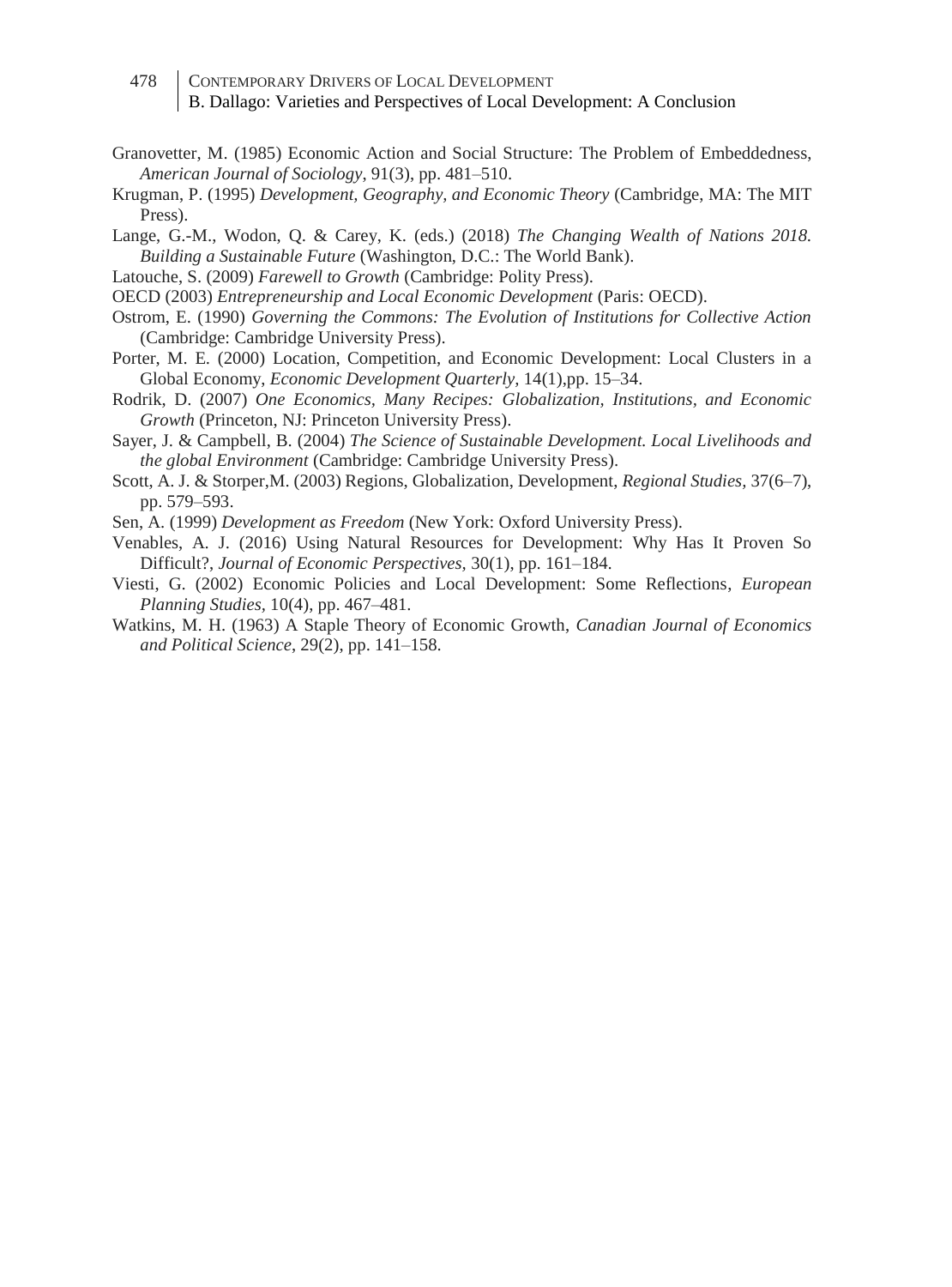Granovetter, M. (1985) Economic Action and Social Structure: The Problem of Embeddedness, *American Journal of Sociology*, 91(3), pp. 481–510.

Krugman, P. (1995) *Development, Geography, and Economic Theory* (Cambridge, MA: The MIT Press).

Lange, G.-M., Wodon, Q. & Carey, K. (eds.) (2018) *The Changing Wealth of Nations 2018. Building a Sustainable Future* (Washington, D.C.: The World Bank).

Latouche, S. (2009) *Farewell to Growth* (Cambridge: Polity Press).

OECD (2003) *Entrepreneurship and Local Economic Development* (Paris: OECD).

Ostrom, E. (1990) *Governing the Commons: The Evolution of Institutions for Collective Action* (Cambridge: Cambridge University Press).

Porter, M. E. (2000) Location, Competition, and Economic Development: Local Clusters in a Global Economy, *Economic Development Quarterly*, 14(1),pp. 15–34.

Rodrik, D. (2007) *One Economics, Many Recipes: Globalization, Institutions, and Economic Growth* (Princeton, NJ: Princeton University Press).

Sayer, J. & Campbell, B. (2004) *The Science of Sustainable Development. Local Livelihoods and the global Environment* (Cambridge: Cambridge University Press).

Scott, A. J. & Storper,M. (2003) Regions, Globalization, Development, *Regional Studies*, 37(6–7), pp. 579–593.

Sen, A. (1999) *Development as Freedom* (New York: Oxford University Press).

Venables, A. J. (2016) Using Natural Resources for Development: Why Has It Proven So Difficult?, *Journal of Economic Perspectives*, 30(1), pp. 161–184.

Viesti, G. (2002) Economic Policies and Local Development: Some Reflections, *European Planning Studies*, 10(4), pp. 467–481.

Watkins, M. H. (1963) A Staple Theory of Economic Growth, *Canadian Journal of Economics and Political Science*, 29(2), pp. 141–158.